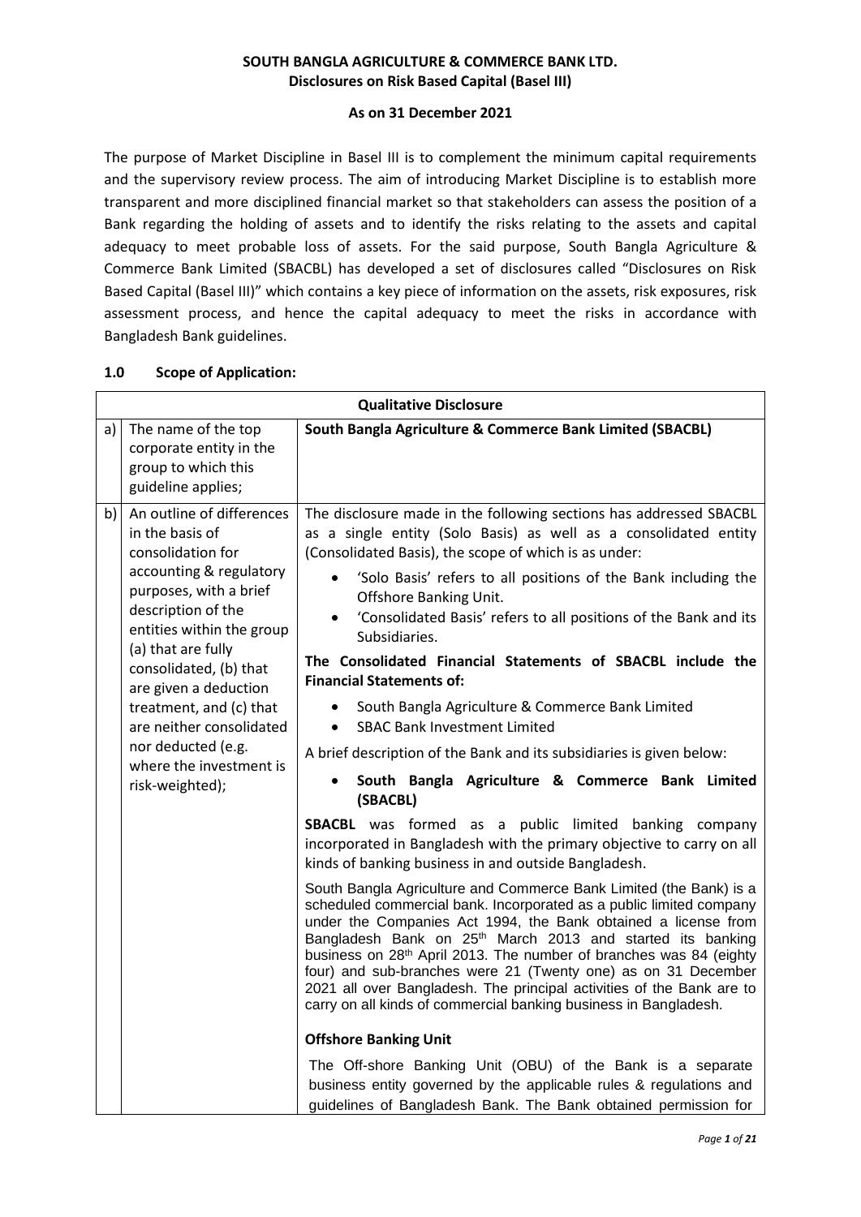**SOUTH BANGLA AGRICULTURE & COMMERCE BANK LTD.**
**Disclosures on Risk Based Capital (Basel III)**

**As on 31 December 2021**

The purpose of Market Discipline in Basel III is to complement the minimum capital requirements and the supervisory review process. The aim of introducing Market Discipline is to establish more transparent and more disciplined financial market so that stakeholders can assess the position of a Bank regarding the holding of assets and to identify the risks relating to the assets and capital adequacy to meet probable loss of assets. For the said purpose, South Bangla Agriculture & Commerce Bank Limited (SBACBL) has developed a set of disclosures called "Disclosures on Risk Based Capital (Basel III)" which contains a key piece of information on the assets, risk exposures, risk assessment process, and hence the capital adequacy to meet the risks in accordance with Bangladesh Bank guidelines.

## 1.0 Scope of Application:

| Qualitative Disclosure | | |
|---|---|---|
| a) | The name of the top corporate entity in the group to which this guideline applies; | **South Bangla Agriculture & Commerce Bank Limited (SBACBL)** |
| b) | An outline of differences in the basis of consolidation for accounting & regulatory purposes, with a brief description of the entities within the group (a) that are fully consolidated, (b) that are given a deduction treatment, and (c) that are neither consolidated nor deducted (e.g. where the investment is risk-weighted); | The disclosure made in the following sections has addressed SBACBL as a single entity (Solo Basis) as well as a consolidated entity (Consolidated Basis), the scope of which is as under:<br>• 'Solo Basis' refers to all positions of the Bank including the Offshore Banking Unit.<br>• 'Consolidated Basis' refers to all positions of the Bank and its Subsidiaries.<br>**The Consolidated Financial Statements of SBACBL include the Financial Statements of:**<br>• South Bangla Agriculture & Commerce Bank Limited<br>• SBAC Bank Investment Limited<br>A brief description of the Bank and its subsidiaries is given below:<br>• **South Bangla Agriculture & Commerce Bank Limited (SBACBL)**<br>**SBACBL** was formed as a public limited banking company incorporated in Bangladesh with the primary objective to carry on all kinds of banking business in and outside Bangladesh.<br>South Bangla Agriculture and Commerce Bank Limited (the Bank) is a scheduled commercial bank. Incorporated as a public limited company under the Companies Act 1994, the Bank obtained a license from Bangladesh Bank on 25th March 2013 and started its banking business on 28th April 2013. The number of branches was 84 (eighty four) and sub-branches were 21 (Twenty one) as on 31 December 2021 all over Bangladesh. The principal activities of the Bank are to carry on all kinds of commercial banking business in Bangladesh.<br>**Offshore Banking Unit**<br>The Off-shore Banking Unit (OBU) of the Bank is a separate business entity governed by the applicable rules & regulations and guidelines of Bangladesh Bank. The Bank obtained permission for |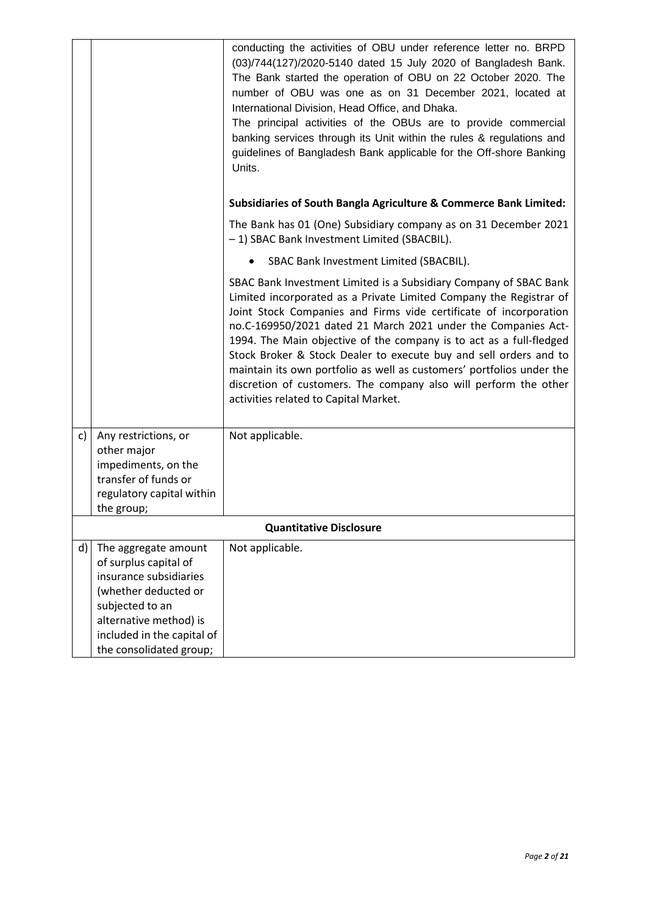| | | |
|---|---|---|
| | | conducting the activities of OBU under reference letter no. BRPD (03)/744(127)/2020-5140 dated 15 July 2020 of Bangladesh Bank. The Bank started the operation of OBU on 22 October 2020. The number of OBU was one as on 31 December 2021, located at International Division, Head Office, and Dhaka.<br>The principal activities of the OBUs are to provide commercial banking services through its Unit within the rules & regulations and guidelines of Bangladesh Bank applicable for the Off-shore Banking Units.<br><br>**Subsidiaries of South Bangla Agriculture & Commerce Bank Limited:**<br><br>The Bank has 01 (One) Subsidiary company as on 31 December 2021 – 1) SBAC Bank Investment Limited (SBACBIL).<br><br>• SBAC Bank Investment Limited (SBACBIL).<br><br>SBAC Bank Investment Limited is a Subsidiary Company of SBAC Bank Limited incorporated as a Private Limited Company the Registrar of Joint Stock Companies and Firms vide certificate of incorporation no.C-169950/2021 dated 21 March 2021 under the Companies Act-1994. The Main objective of the company is to act as a full-fledged Stock Broker & Stock Dealer to execute buy and sell orders and to maintain its own portfolio as well as customers' portfolios under the discretion of customers. The company also will perform the other activities related to Capital Market. |
| c) | Any restrictions, or other major impediments, on the transfer of funds or regulatory capital within the group; | Not applicable. |
| | | **Quantitative Disclosure** |
| d) | The aggregate amount of surplus capital of insurance subsidiaries (whether deducted or subjected to an alternative method) is included in the capital of the consolidated group; | Not applicable. |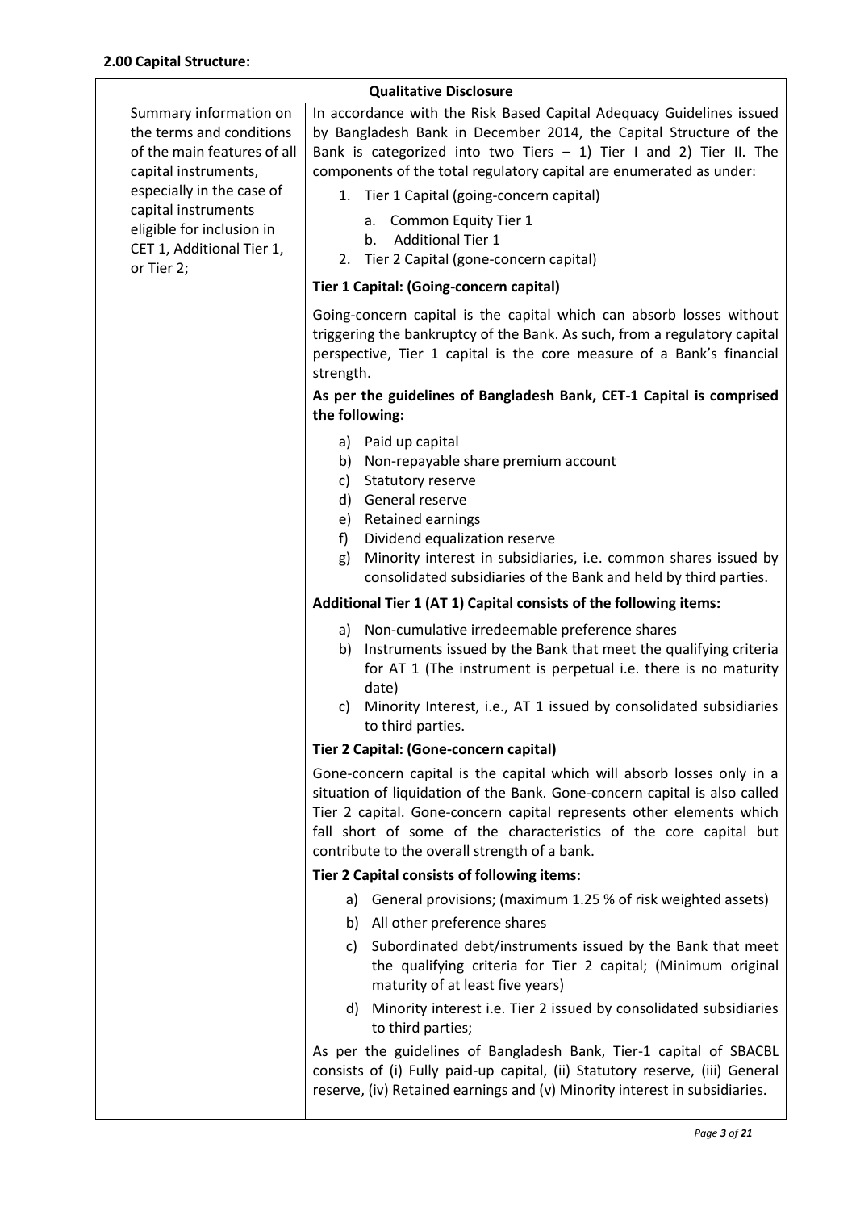## 2.00 Capital Structure:

| Qualitative Disclosure | | |
|---|---|---|
| | Summary information on the terms and conditions of the main features of all capital instruments, especially in the case of capital instruments eligible for inclusion in CET 1, Additional Tier 1, or Tier 2; | In accordance with the Risk Based Capital Adequacy Guidelines issued by Bangladesh Bank in December 2014, the Capital Structure of the Bank is categorized into two Tiers – 1) Tier I and 2) Tier II. The components of the total regulatory capital are enumerated as under:<br>1. Tier 1 Capital (going-concern capital)<br>a. Common Equity Tier 1<br>b. Additional Tier 1<br>2. Tier 2 Capital (gone-concern capital)<br>**Tier 1 Capital: (Going-concern capital)**<br>Going-concern capital is the capital which can absorb losses without triggering the bankruptcy of the Bank. As such, from a regulatory capital perspective, Tier 1 capital is the core measure of a Bank's financial strength.<br>**As per the guidelines of Bangladesh Bank, CET-1 Capital is comprised the following:**<br>a) Paid up capital<br>b) Non-repayable share premium account<br>c) Statutory reserve<br>d) General reserve<br>e) Retained earnings<br>f) Dividend equalization reserve<br>g) Minority interest in subsidiaries, i.e. common shares issued by consolidated subsidiaries of the Bank and held by third parties.<br>**Additional Tier 1 (AT 1) Capital consists of the following items:**<br>a) Non-cumulative irredeemable preference shares<br>b) Instruments issued by the Bank that meet the qualifying criteria for AT 1 (The instrument is perpetual i.e. there is no maturity date)<br>c) Minority Interest, i.e., AT 1 issued by consolidated subsidiaries to third parties.<br>**Tier 2 Capital: (Gone-concern capital)**<br>Gone-concern capital is the capital which will absorb losses only in a situation of liquidation of the Bank. Gone-concern capital is also called Tier 2 capital. Gone-concern capital represents other elements which fall short of some of the characteristics of the core capital but contribute to the overall strength of a bank.<br>**Tier 2 Capital consists of following items:**<br>a) General provisions; (maximum 1.25 % of risk weighted assets)<br>b) All other preference shares<br>c) Subordinated debt/instruments issued by the Bank that meet the qualifying criteria for Tier 2 capital; (Minimum original maturity of at least five years)<br>d) Minority interest i.e. Tier 2 issued by consolidated subsidiaries to third parties;<br>As per the guidelines of Bangladesh Bank, Tier-1 capital of SBACBL consists of (i) Fully paid-up capital, (ii) Statutory reserve, (iii) General reserve, (iv) Retained earnings and (v) Minority interest in subsidiaries. |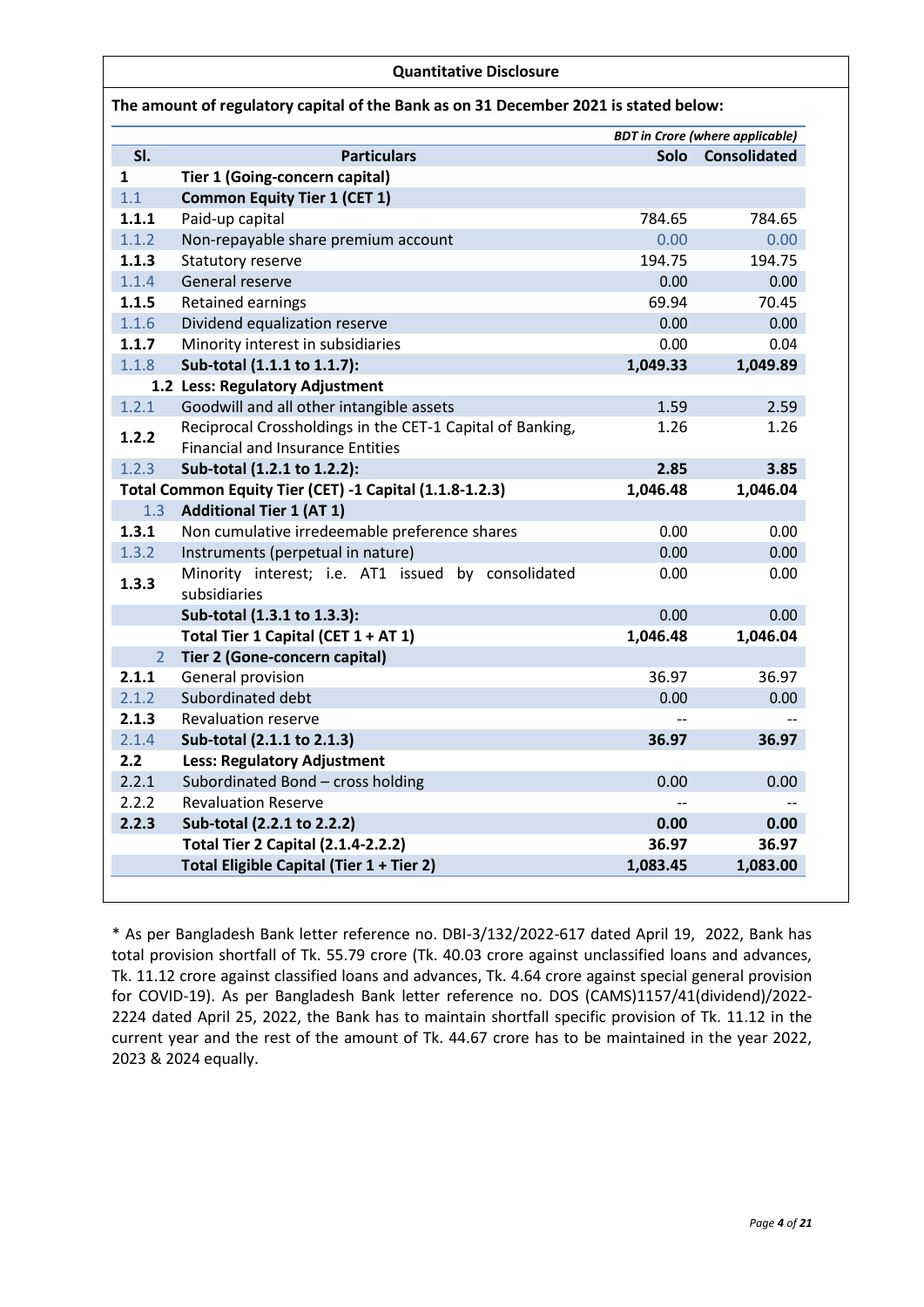## Quantitative Disclosure

**The amount of regulatory capital of the Bank as on 31 December 2021 is stated below:**

*BDT in Crore (where applicable)*

| Sl. | Particulars | Solo | Consolidated |
|---|---|---|---|
| **1** | **Tier 1 (Going-concern capital)** | | |
| 1.1 | **Common Equity Tier 1 (CET 1)** | | |
| **1.1.1** | Paid-up capital | 784.65 | 784.65 |
| 1.1.2 | Non-repayable share premium account | 0.00 | 0.00 |
| **1.1.3** | Statutory reserve | 194.75 | 194.75 |
| 1.1.4 | General reserve | 0.00 | 0.00 |
| **1.1.5** | Retained earnings | 69.94 | 70.45 |
| 1.1.6 | Dividend equalization reserve | 0.00 | 0.00 |
| **1.1.7** | Minority interest in subsidiaries | 0.00 | 0.04 |
| 1.1.8 | **Sub-total (1.1.1 to 1.1.7):** | **1,049.33** | **1,049.89** |
| **1.2** | **Less: Regulatory Adjustment** | | |
| 1.2.1 | Goodwill and all other intangible assets | 1.59 | 2.59 |
| **1.2.2** | Reciprocal Crossholdings in the CET-1 Capital of Banking, Financial and Insurance Entities | 1.26 | 1.26 |
| 1.2.3 | **Sub-total (1.2.1 to 1.2.2):** | **2.85** | **3.85** |
| | **Total Common Equity Tier (CET) -1 Capital (1.1.8-1.2.3)** | **1,046.48** | **1,046.04** |
| 1.3 | **Additional Tier 1 (AT 1)** | | |
| **1.3.1** | Non cumulative irredeemable preference shares | 0.00 | 0.00 |
| 1.3.2 | Instruments (perpetual in nature) | 0.00 | 0.00 |
| **1.3.3** | Minority interest; i.e. AT1 issued by consolidated subsidiaries | 0.00 | 0.00 |
| | **Sub-total (1.3.1 to 1.3.3):** | 0.00 | 0.00 |
| | **Total Tier 1 Capital (CET 1 + AT 1)** | **1,046.48** | **1,046.04** |
| 2 | **Tier 2 (Gone-concern capital)** | | |
| **2.1.1** | General provision | 36.97 | 36.97 |
| 2.1.2 | Subordinated debt | 0.00 | 0.00 |
| **2.1.3** | Revaluation reserve | -- | -- |
| 2.1.4 | **Sub-total (2.1.1 to 2.1.3)** | **36.97** | **36.97** |
| **2.2** | **Less: Regulatory Adjustment** | | |
| 2.2.1 | Subordinated Bond – cross holding | 0.00 | 0.00 |
| 2.2.2 | Revaluation Reserve | -- | -- |
| **2.2.3** | **Sub-total (2.2.1 to 2.2.2)** | **0.00** | **0.00** |
| | **Total Tier 2 Capital (2.1.4-2.2.2)** | **36.97** | **36.97** |
| | **Total Eligible Capital (Tier 1 + Tier 2)** | **1,083.45** | **1,083.00** |

* As per Bangladesh Bank letter reference no. DBI-3/132/2022-617 dated April 19, 2022, Bank has total provision shortfall of Tk. 55.79 crore (Tk. 40.03 crore against unclassified loans and advances, Tk. 11.12 crore against classified loans and advances, Tk. 4.64 crore against special general provision for COVID-19). As per Bangladesh Bank letter reference no. DOS (CAMS)1157/41(dividend)/2022-2224 dated April 25, 2022, the Bank has to maintain shortfall specific provision of Tk. 11.12 in the current year and the rest of the amount of Tk. 44.67 crore has to be maintained in the year 2022, 2023 & 2024 equally.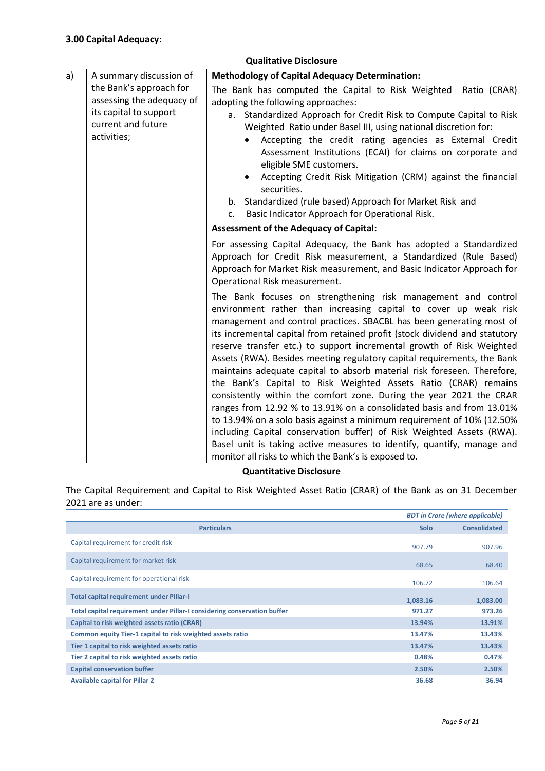### 3.00 Capital Adequacy:

| | Qualitative Disclosure | |
|---|---|---|
| a) | A summary discussion of the Bank's approach for assessing the adequacy of its capital to support current and future activities; | **Methodology of Capital Adequacy Determination:**<br><br>The Bank has computed the Capital to Risk Weighted Ratio (CRAR) adopting the following approaches:<br>a. Standardized Approach for Credit Risk to Compute Capital to Risk Weighted Ratio under Basel III, using national discretion for:<br>• Accepting the credit rating agencies as External Credit Assessment Institutions (ECAI) for claims on corporate and eligible SME customers.<br>• Accepting Credit Risk Mitigation (CRM) against the financial securities.<br>b. Standardized (rule based) Approach for Market Risk and<br>c. Basic Indicator Approach for Operational Risk.<br><br>**Assessment of the Adequacy of Capital:**<br><br>For assessing Capital Adequacy, the Bank has adopted a Standardized Approach for Credit Risk measurement, a Standardized (Rule Based) Approach for Market Risk measurement, and Basic Indicator Approach for Operational Risk measurement.<br><br>The Bank focuses on strengthening risk management and control environment rather than increasing capital to cover up weak risk management and control practices. SBACBL has been generating most of its incremental capital from retained profit (stock dividend and statutory reserve transfer etc.) to support incremental growth of Risk Weighted Assets (RWA). Besides meeting regulatory capital requirements, the Bank maintains adequate capital to absorb material risk foreseen. Therefore, the Bank's Capital to Risk Weighted Assets Ratio (CRAR) remains consistently within the comfort zone. During the year 2021 the CRAR ranges from 12.92 % to 13.91% on a consolidated basis and from 13.01% to 13.94% on a solo basis against a minimum requirement of 10% (12.50% including Capital conservation buffer) of Risk Weighted Assets (RWA). Basel unit is taking active measures to identify, quantify, manage and monitor all risks to which the Bank's is exposed to. |

**Quantitative Disclosure**

The Capital Requirement and Capital to Risk Weighted Asset Ratio (CRAR) of the Bank as on 31 December 2021 are as under:

*BDT in Crore (where applicable)*

| Particulars | Solo | Consolidated |
|---|---|---|
| Capital requirement for credit risk | 907.79 | 907.96 |
| Capital requirement for market risk | 68.65 | 68.40 |
| Capital requirement for operational risk | 106.72 | 106.64 |
| **Total capital requirement under Pillar-I** | **1,083.16** | **1,083.00** |
| **Total capital requirement under Pillar-I considering conservation buffer** | **971.27** | **973.26** |
| **Capital to risk weighted assets ratio (CRAR)** | **13.94%** | **13.91%** |
| **Common equity Tier-1 capital to risk weighted assets ratio** | **13.47%** | **13.43%** |
| **Tier 1 capital to risk weighted assets ratio** | **13.47%** | **13.43%** |
| **Tier 2 capital to risk weighted assets ratio** | **0.48%** | **0.47%** |
| **Capital conservation buffer** | **2.50%** | **2.50%** |
| **Available capital for Pillar 2** | **36.68** | **36.94** |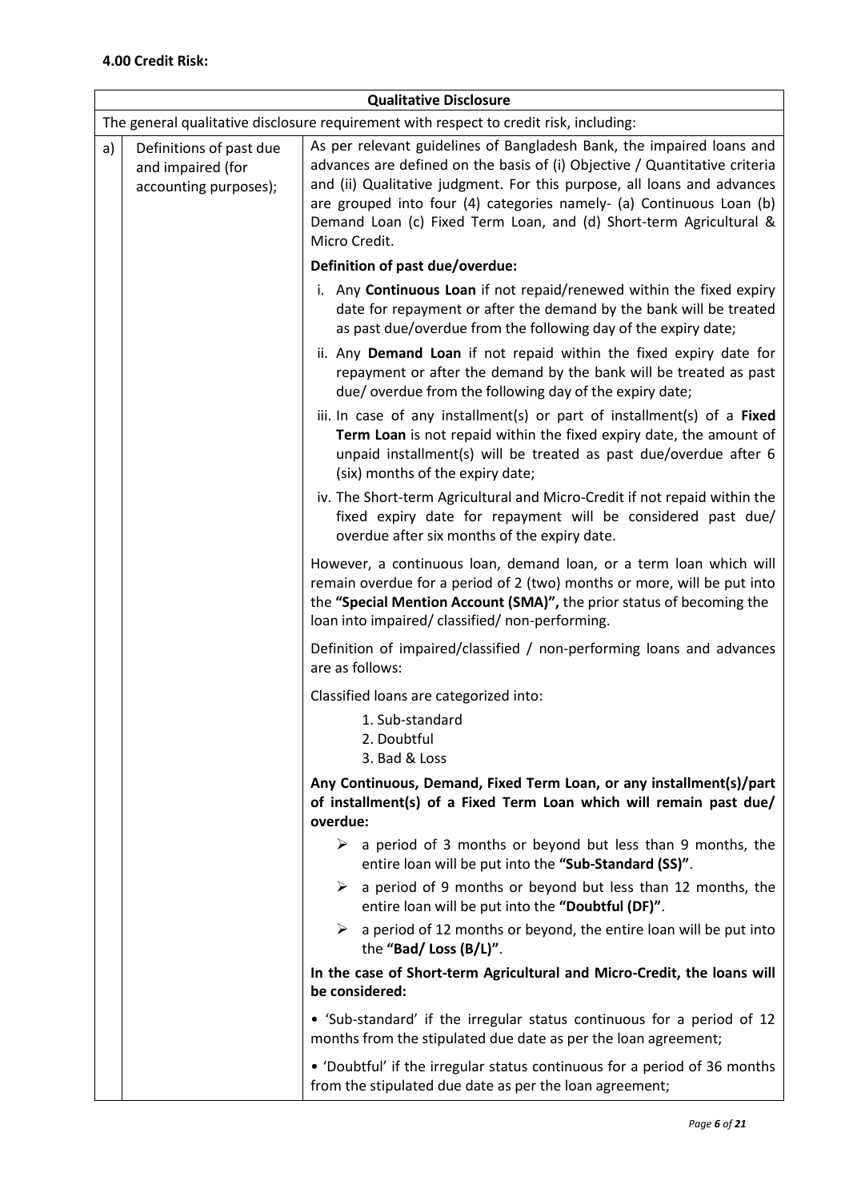**4.00 Credit Risk:**

| | | **Qualitative Disclosure** |
|---|---|---|
| The general qualitative disclosure requirement with respect to credit risk, including: | | |
| a) | Definitions of past due and impaired (for accounting purposes); | As per relevant guidelines of Bangladesh Bank, the impaired loans and advances are defined on the basis of (i) Objective / Quantitative criteria and (ii) Qualitative judgment. For this purpose, all loans and advances are grouped into four (4) categories namely- (a) Continuous Loan (b) Demand Loan (c) Fixed Term Loan, and (d) Short-term Agricultural & Micro Credit.<br><br>**Definition of past due/overdue:**<br><br>i. Any **Continuous Loan** if not repaid/renewed within the fixed expiry date for repayment or after the demand by the bank will be treated as past due/overdue from the following day of the expiry date;<br><br>ii. Any **Demand Loan** if not repaid within the fixed expiry date for repayment or after the demand by the bank will be treated as past due/ overdue from the following day of the expiry date;<br><br>iii. In case of any installment(s) or part of installment(s) of a **Fixed Term Loan** is not repaid within the fixed expiry date, the amount of unpaid installment(s) will be treated as past due/overdue after 6 (six) months of the expiry date;<br><br>iv. The Short-term Agricultural and Micro-Credit if not repaid within the fixed expiry date for repayment will be considered past due/ overdue after six months of the expiry date.<br><br>However, a continuous loan, demand loan, or a term loan which will remain overdue for a period of 2 (two) months or more, will be put into the **"Special Mention Account (SMA)",** the prior status of becoming the loan into impaired/ classified/ non-performing.<br><br>Definition of impaired/classified / non-performing loans and advances are as follows:<br><br>Classified loans are categorized into:<br>1. Sub-standard<br>2. Doubtful<br>3. Bad & Loss<br><br>**Any Continuous, Demand, Fixed Term Loan, or any installment(s)/part of installment(s) of a Fixed Term Loan which will remain past due/ overdue:**<br><br>➢ a period of 3 months or beyond but less than 9 months, the entire loan will be put into the **"Sub-Standard (SS)"**.<br><br>➢ a period of 9 months or beyond but less than 12 months, the entire loan will be put into the **"Doubtful (DF)"**.<br><br>➢ a period of 12 months or beyond, the entire loan will be put into the **"Bad/ Loss (B/L)"**.<br><br>**In the case of Short-term Agricultural and Micro-Credit, the loans will be considered:**<br><br>• 'Sub-standard' if the irregular status continuous for a period of 12 months from the stipulated due date as per the loan agreement;<br><br>• 'Doubtful' if the irregular status continuous for a period of 36 months from the stipulated due date as per the loan agreement; |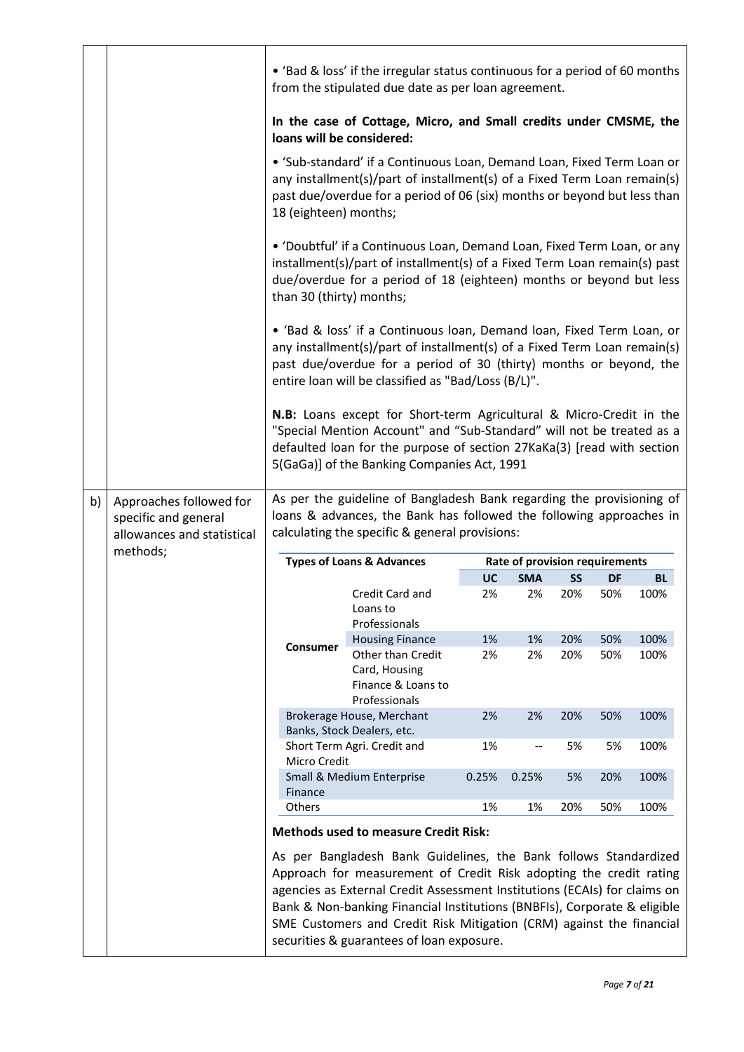| | | |
|---|---|---|
| | | • 'Bad & loss' if the irregular status continuous for a period of 60 months from the stipulated due date as per loan agreement.<br><br>**In the case of Cottage, Micro, and Small credits under CMSME, the loans will be considered:**<br><br>• 'Sub-standard' if a Continuous Loan, Demand Loan, Fixed Term Loan or any installment(s)/part of installment(s) of a Fixed Term Loan remain(s) past due/overdue for a period of 06 (six) months or beyond but less than 18 (eighteen) months;<br><br>• 'Doubtful' if a Continuous Loan, Demand Loan, Fixed Term Loan, or any installment(s)/part of installment(s) of a Fixed Term Loan remain(s) past due/overdue for a period of 18 (eighteen) months or beyond but less than 30 (thirty) months;<br><br>• 'Bad & loss' if a Continuous loan, Demand loan, Fixed Term Loan, or any installment(s)/part of installment(s) of a Fixed Term Loan remain(s) past due/overdue for a period of 30 (thirty) months or beyond, the entire loan will be classified as "Bad/Loss (B/L)".<br><br>**N.B:** Loans except for Short-term Agricultural & Micro-Credit in the "Special Mention Account" and "Sub-Standard" will not be treated as a defaulted loan for the purpose of section 27KaKa(3) [read with section 5(GaGa)] of the Banking Companies Act, 1991 |
| b) | Approaches followed for specific and general allowances and statistical methods; | As per the guideline of Bangladesh Bank regarding the provisioning of loans & advances, the Bank has followed the following approaches in calculating the specific & general provisions: |

| Types of Loans & Advances | | Rate of provision requirements | | | | |
|---|---|---|---|---|---|---|
| | | UC | SMA | SS | DF | BL |
| Consumer | Credit Card and Loans to Professionals | 2% | 2% | 20% | 50% | 100% |
| | Housing Finance | 1% | 1% | 20% | 50% | 100% |
| | Other than Credit Card, Housing Finance & Loans to Professionals | 2% | 2% | 20% | 50% | 100% |
| Brokerage House, Merchant Banks, Stock Dealers, etc. | | 2% | 2% | 20% | 50% | 100% |
| Short Term Agri. Credit and Micro Credit | | 1% | -- | 5% | 5% | 100% |
| Small & Medium Enterprise Finance | | 0.25% | 0.25% | 5% | 20% | 100% |
| Others | | 1% | 1% | 20% | 50% | 100% |

**Methods used to measure Credit Risk:**

As per Bangladesh Bank Guidelines, the Bank follows Standardized Approach for measurement of Credit Risk adopting the credit rating agencies as External Credit Assessment Institutions (ECAIs) for claims on Bank & Non-banking Financial Institutions (BNBFIs), Corporate & eligible SME Customers and Credit Risk Mitigation (CRM) against the financial securities & guarantees of loan exposure.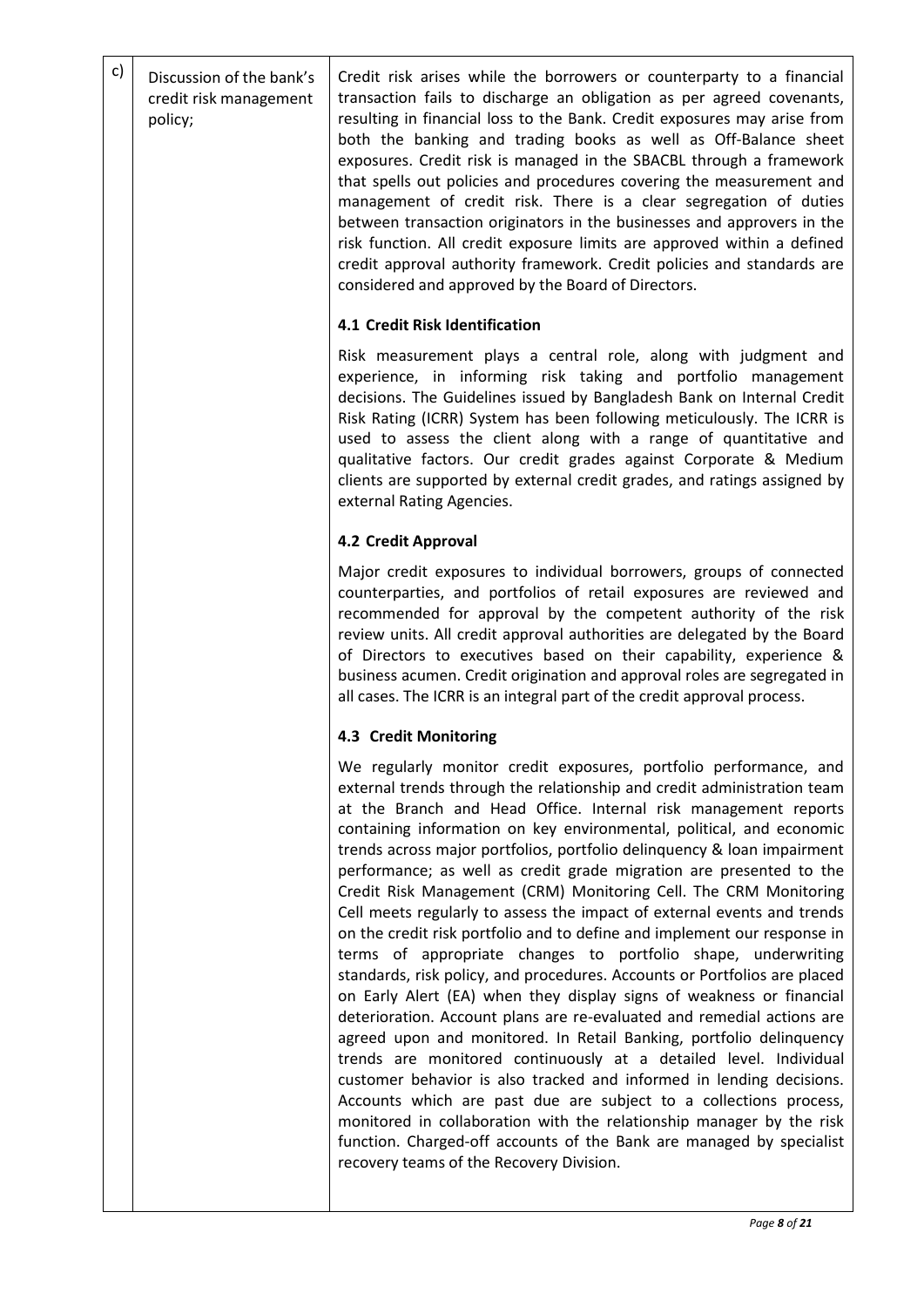| | | |
|---|---|---|
| c) | Discussion of the bank's credit risk management policy; | Credit risk arises while the borrowers or counterparty to a financial transaction fails to discharge an obligation as per agreed covenants, resulting in financial loss to the Bank. Credit exposures may arise from both the banking and trading books as well as Off-Balance sheet exposures. Credit risk is managed in the SBACBL through a framework that spells out policies and procedures covering the measurement and management of credit risk. There is a clear segregation of duties between transaction originators in the businesses and approvers in the risk function. All credit exposure limits are approved within a defined credit approval authority framework. Credit policies and standards are considered and approved by the Board of Directors.<br><br>**4.1 Credit Risk Identification**<br><br>Risk measurement plays a central role, along with judgment and experience, in informing risk taking and portfolio management decisions. The Guidelines issued by Bangladesh Bank on Internal Credit Risk Rating (ICRR) System has been following meticulously. The ICRR is used to assess the client along with a range of quantitative and qualitative factors. Our credit grades against Corporate & Medium clients are supported by external credit grades, and ratings assigned by external Rating Agencies.<br><br>**4.2 Credit Approval**<br><br>Major credit exposures to individual borrowers, groups of connected counterparties, and portfolios of retail exposures are reviewed and recommended for approval by the competent authority of the risk review units. All credit approval authorities are delegated by the Board of Directors to executives based on their capability, experience & business acumen. Credit origination and approval roles are segregated in all cases. The ICRR is an integral part of the credit approval process.<br><br>**4.3 Credit Monitoring**<br><br>We regularly monitor credit exposures, portfolio performance, and external trends through the relationship and credit administration team at the Branch and Head Office. Internal risk management reports containing information on key environmental, political, and economic trends across major portfolios, portfolio delinquency & loan impairment performance; as well as credit grade migration are presented to the Credit Risk Management (CRM) Monitoring Cell. The CRM Monitoring Cell meets regularly to assess the impact of external events and trends on the credit risk portfolio and to define and implement our response in terms of appropriate changes to portfolio shape, underwriting standards, risk policy, and procedures. Accounts or Portfolios are placed on Early Alert (EA) when they display signs of weakness or financial deterioration. Account plans are re-evaluated and remedial actions are agreed upon and monitored. In Retail Banking, portfolio delinquency trends are monitored continuously at a detailed level. Individual customer behavior is also tracked and informed in lending decisions. Accounts which are past due are subject to a collections process, monitored in collaboration with the relationship manager by the risk function. Charged-off accounts of the Bank are managed by specialist recovery teams of the Recovery Division. |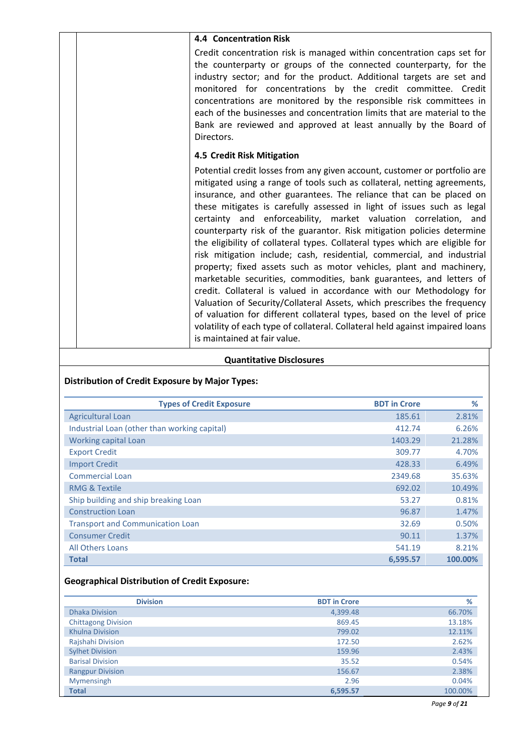### 4.4 Concentration Risk

Credit concentration risk is managed within concentration caps set for the counterparty or groups of the connected counterparty, for the industry sector; and for the product. Additional targets are set and monitored for concentrations by the credit committee. Credit concentrations are monitored by the responsible risk committees in each of the businesses and concentration limits that are material to the Bank are reviewed and approved at least annually by the Board of Directors.

### 4.5 Credit Risk Mitigation

Potential credit losses from any given account, customer or portfolio are mitigated using a range of tools such as collateral, netting agreements, insurance, and other guarantees. The reliance that can be placed on these mitigates is carefully assessed in light of issues such as legal certainty and enforceability, market valuation correlation, and counterparty risk of the guarantor. Risk mitigation policies determine the eligibility of collateral types. Collateral types which are eligible for risk mitigation include; cash, residential, commercial, and industrial property; fixed assets such as motor vehicles, plant and machinery, marketable securities, commodities, bank guarantees, and letters of credit. Collateral is valued in accordance with our Methodology for Valuation of Security/Collateral Assets, which prescribes the frequency of valuation for different collateral types, based on the level of price volatility of each type of collateral. Collateral held against impaired loans is maintained at fair value.

## Quantitative Disclosures

### Distribution of Credit Exposure by Major Types:

| Types of Credit Exposure | BDT in Crore | % |
|---|---|---|
| Agricultural Loan | 185.61 | 2.81% |
| Industrial Loan (other than working capital) | 412.74 | 6.26% |
| Working capital Loan | 1403.29 | 21.28% |
| Export Credit | 309.77 | 4.70% |
| Import Credit | 428.33 | 6.49% |
| Commercial Loan | 2349.68 | 35.63% |
| RMG & Textile | 692.02 | 10.49% |
| Ship building and ship breaking Loan | 53.27 | 0.81% |
| Construction Loan | 96.87 | 1.47% |
| Transport and Communication Loan | 32.69 | 0.50% |
| Consumer Credit | 90.11 | 1.37% |
| All Others Loans | 541.19 | 8.21% |
| **Total** | **6,595.57** | **100.00%** |

### Geographical Distribution of Credit Exposure:

| Division | BDT in Crore | % |
|---|---|---|
| Dhaka Division | 4,399.48 | 66.70% |
| Chittagong Division | 869.45 | 13.18% |
| Khulna Division | 799.02 | 12.11% |
| Rajshahi Division | 172.50 | 2.62% |
| Sylhet Division | 159.96 | 2.43% |
| Barisal Division | 35.52 | 0.54% |
| Rangpur Division | 156.67 | 2.38% |
| Mymensingh | 2.96 | 0.04% |
| **Total** | **6,595.57** | 100.00% |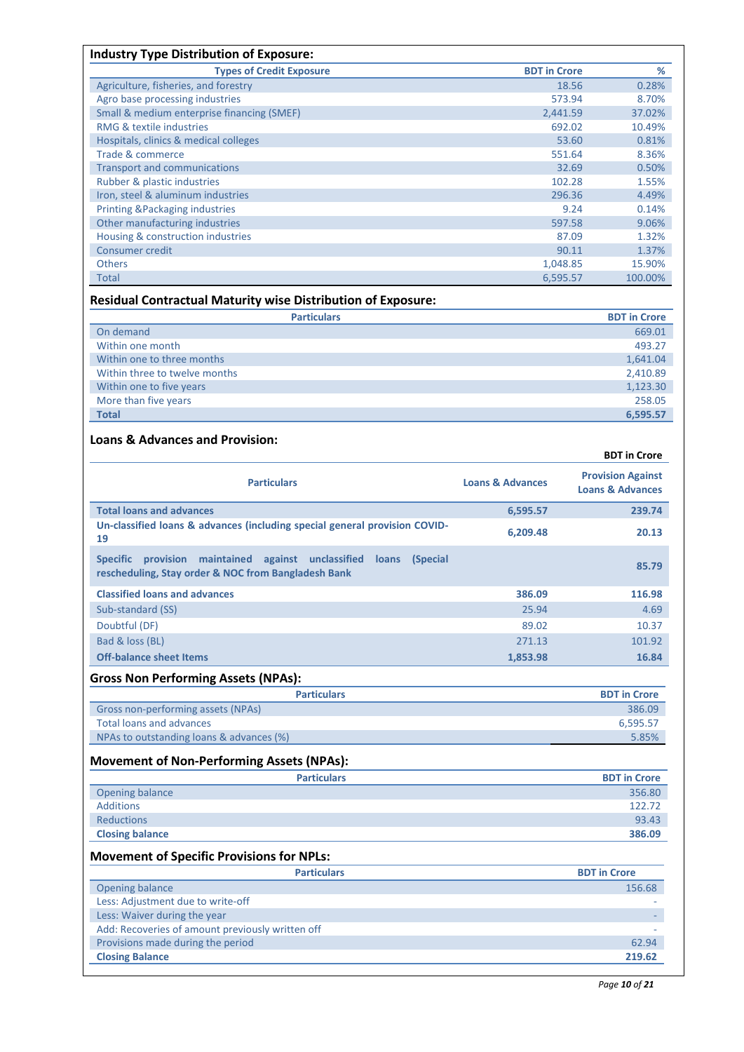## Industry Type Distribution of Exposure:

| Types of Credit Exposure | BDT in Crore | % |
|---|---|---|
| Agriculture, fisheries, and forestry | 18.56 | 0.28% |
| Agro base processing industries | 573.94 | 8.70% |
| Small & medium enterprise financing (SMEF) | 2,441.59 | 37.02% |
| RMG & textile industries | 692.02 | 10.49% |
| Hospitals, clinics & medical colleges | 53.60 | 0.81% |
| Trade & commerce | 551.64 | 8.36% |
| Transport and communications | 32.69 | 0.50% |
| Rubber & plastic industries | 102.28 | 1.55% |
| Iron, steel & aluminum industries | 296.36 | 4.49% |
| Printing &Packaging industries | 9.24 | 0.14% |
| Other manufacturing industries | 597.58 | 9.06% |
| Housing & construction industries | 87.09 | 1.32% |
| Consumer credit | 90.11 | 1.37% |
| Others | 1,048.85 | 15.90% |
| Total | 6,595.57 | 100.00% |

## Residual Contractual Maturity wise Distribution of Exposure:

| Particulars | BDT in Crore |
|---|---|
| On demand | 669.01 |
| Within one month | 493.27 |
| Within one to three months | 1,641.04 |
| Within three to twelve months | 2,410.89 |
| Within one to five years | 1,123.30 |
| More than five years | 258.05 |
| **Total** | **6,595.57** |

## Loans & Advances and Provision:

**BDT in Crore**

| Particulars | Loans & Advances | Provision Against Loans & Advances |
|---|---|---|
| **Total loans and advances** | **6,595.57** | **239.74** |
| **Un-classified loans & advances (including special general provision COVID-19** | **6,209.48** | **20.13** |
| **Specific provision maintained against unclassified loans (Special rescheduling, Stay order & NOC from Bangladesh Bank** | | **85.79** |
| **Classified loans and advances** | **386.09** | **116.98** |
| Sub-standard (SS) | 25.94 | 4.69 |
| Doubtful (DF) | 89.02 | 10.37 |
| Bad & loss (BL) | 271.13 | 101.92 |
| **Off-balance sheet Items** | **1,853.98** | **16.84** |

## Gross Non Performing Assets (NPAs):

| Particulars | BDT in Crore |
|---|---|
| Gross non-performing assets (NPAs) | 386.09 |
| Total loans and advances | 6,595.57 |
| NPAs to outstanding loans & advances (%) | 5.85% |

## Movement of Non-Performing Assets (NPAs):

| Particulars | BDT in Crore |
|---|---|
| Opening balance | 356.80 |
| Additions | 122.72 |
| Reductions | 93.43 |
| **Closing balance** | **386.09** |

## Movement of Specific Provisions for NPLs:

| Particulars | BDT in Crore |
|---|---|
| Opening balance | 156.68 |
| Less: Adjustment due to write-off | - |
| Less: Waiver during the year | - |
| Add: Recoveries of amount previously written off | - |
| Provisions made during the period | 62.94 |
| **Closing Balance** | **219.62** |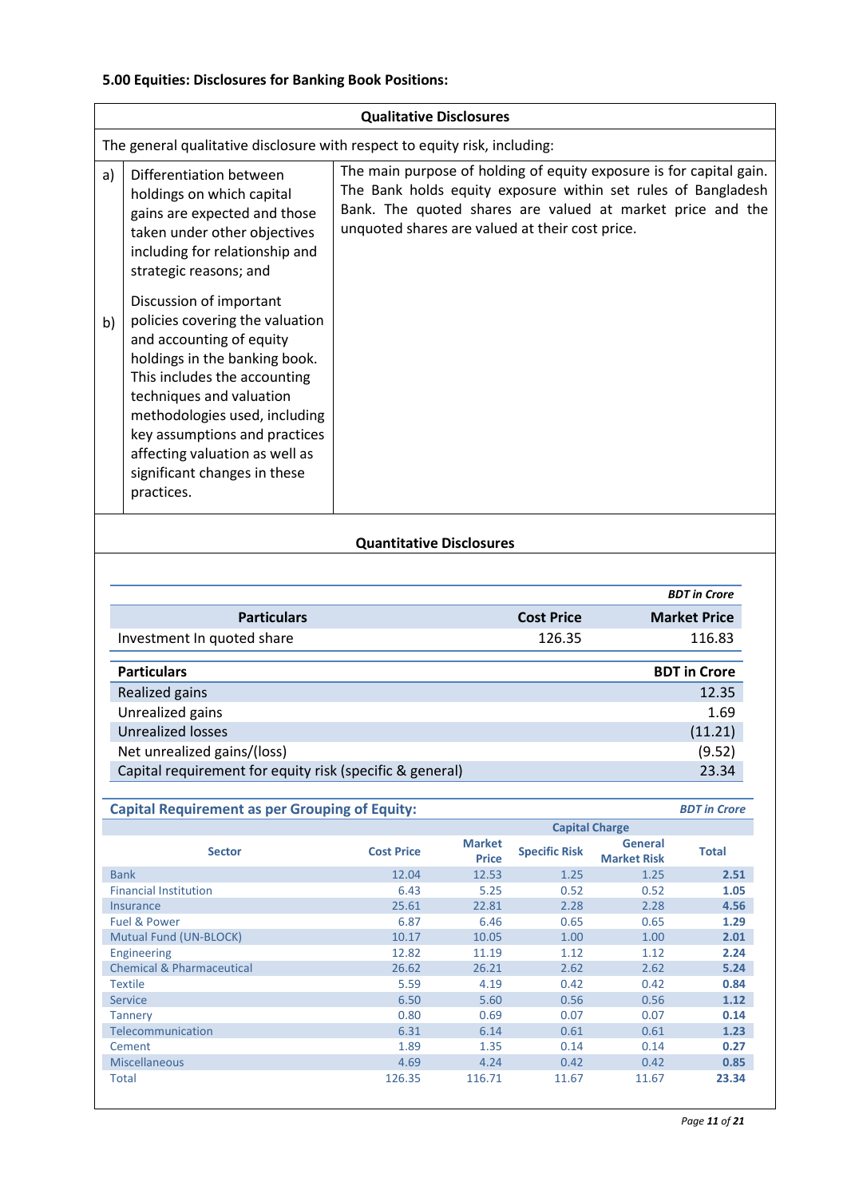### 5.00 Equities: Disclosures for Banking Book Positions:

**Qualitative Disclosures**

The general qualitative disclosure with respect to equity risk, including:

| | | |
|---|---|---|
| a) | Differentiation between holdings on which capital gains are expected and those taken under other objectives including for relationship and strategic reasons; and | The main purpose of holding of equity exposure is for capital gain. The Bank holds equity exposure within set rules of Bangladesh Bank. The quoted shares are valued at market price and the unquoted shares are valued at their cost price. |
| b) | Discussion of important policies covering the valuation and accounting of equity holdings in the banking book. This includes the accounting techniques and valuation methodologies used, including key assumptions and practices affecting valuation as well as significant changes in these practices. | |

**Quantitative Disclosures**

*BDT in Crore*

| Particulars | Cost Price | Market Price |
|---|---|---|
| Investment In quoted share | 126.35 | 116.83 |

| Particulars | BDT in Crore |
|---|---|
| Realized gains | 12.35 |
| Unrealized gains | 1.69 |
| Unrealized losses | (11.21) |
| Net unrealized gains/(loss) | (9.52) |
| Capital requirement for equity risk (specific & general) | 23.34 |

**Capital Requirement as per Grouping of Equity:**

*BDT in Crore*

| Sector | Cost Price | Market Price | Capital Charge | | |
|---|---|---|---|---|---|
| | | | Specific Risk | General Market Risk | Total |
| Bank | 12.04 | 12.53 | 1.25 | 1.25 | **2.51** |
| Financial Institution | 6.43 | 5.25 | 0.52 | 0.52 | **1.05** |
| Insurance | 25.61 | 22.81 | 2.28 | 2.28 | **4.56** |
| Fuel & Power | 6.87 | 6.46 | 0.65 | 0.65 | **1.29** |
| Mutual Fund (UN-BLOCK) | 10.17 | 10.05 | 1.00 | 1.00 | **2.01** |
| Engineering | 12.82 | 11.19 | 1.12 | 1.12 | **2.24** |
| Chemical & Pharmaceutical | 26.62 | 26.21 | 2.62 | 2.62 | **5.24** |
| Textile | 5.59 | 4.19 | 0.42 | 0.42 | **0.84** |
| Service | 6.50 | 5.60 | 0.56 | 0.56 | **1.12** |
| Tannery | 0.80 | 0.69 | 0.07 | 0.07 | **0.14** |
| Telecommunication | 6.31 | 6.14 | 0.61 | 0.61 | **1.23** |
| Cement | 1.89 | 1.35 | 0.14 | 0.14 | **0.27** |
| Miscellaneous | 4.69 | 4.24 | 0.42 | 0.42 | **0.85** |
| Total | 126.35 | 116.71 | 11.67 | 11.67 | **23.34** |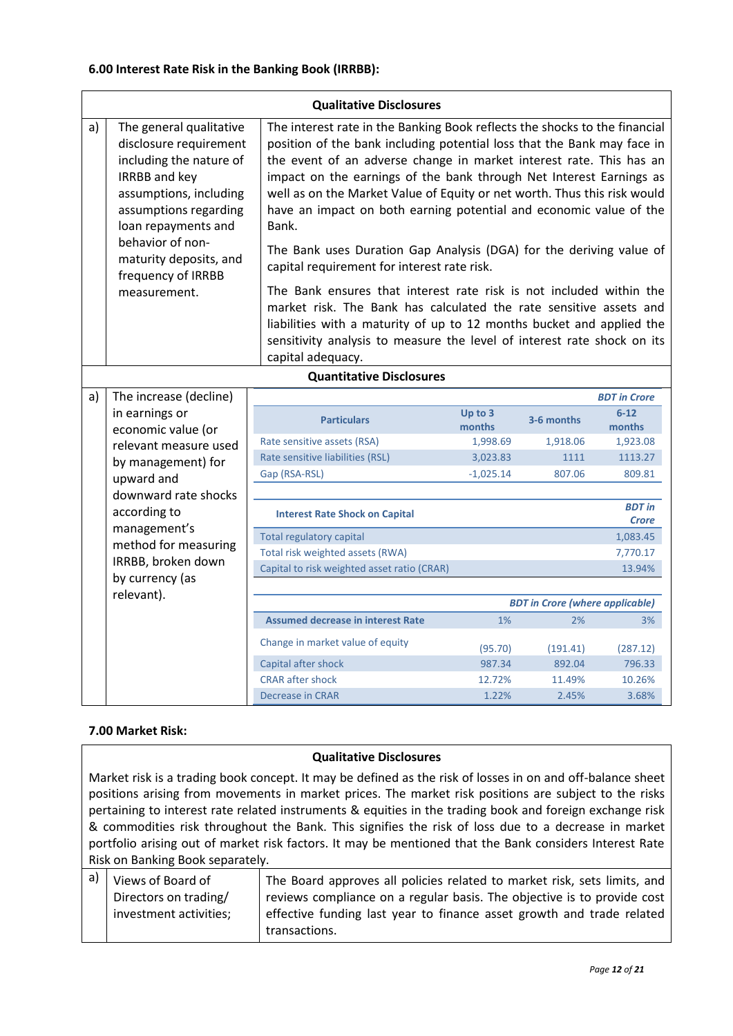### 6.00 Interest Rate Risk in the Banking Book (IRRBB):

**Qualitative Disclosures**

| | | |
|---|---|---|
| a) | The general qualitative disclosure requirement including the nature of IRRBB and key assumptions, including assumptions regarding loan repayments and behavior of non-maturity deposits, and frequency of IRRBB measurement. | The interest rate in the Banking Book reflects the shocks to the financial position of the bank including potential loss that the Bank may face in the event of an adverse change in market interest rate. This has an impact on the earnings of the bank through Net Interest Earnings as well as on the Market Value of Equity or net worth. Thus this risk would have an impact on both earning potential and economic value of the Bank.<br><br>The Bank uses Duration Gap Analysis (DGA) for the deriving value of capital requirement for interest rate risk.<br><br>The Bank ensures that interest rate risk is not included within the market risk. The Bank has calculated the rate sensitive assets and liabilities with a maturity of up to 12 months bucket and applied the sensitivity analysis to measure the level of interest rate shock on its capital adequacy. |

**Quantitative Disclosures**

a) The increase (decline) in earnings or economic value (or relevant measure used by management) for upward and downward rate shocks according to management's method for measuring IRRBB, broken down by currency (as relevant).

*BDT in Crore*

| Particulars | Up to 3 months | 3-6 months | 6-12 months |
|---|---|---|---|
| Rate sensitive assets (RSA) | 1,998.69 | 1,918.06 | 1,923.08 |
| Rate sensitive liabilities (RSL) | 3,023.83 | 1111 | 1113.27 |
| Gap (RSA-RSL) | -1,025.14 | 807.06 | 809.81 |

| Interest Rate Shock on Capital | *BDT in Crore* |
|---|---|
| Total regulatory capital | 1,083.45 |
| Total risk weighted assets (RWA) | 7,770.17 |
| Capital to risk weighted asset ratio (CRAR) | 13.94% |

*BDT in Crore (where applicable)*

| Assumed decrease in interest Rate | 1% | 2% | 3% |
|---|---|---|---|
| Change in market value of equity | (95.70) | (191.41) | (287.12) |
| Capital after shock | 987.34 | 892.04 | 796.33 |
| CRAR after shock | 12.72% | 11.49% | 10.26% |
| Decrease in CRAR | 1.22% | 2.45% | 3.68% |

### 7.00 Market Risk:

**Qualitative Disclosures**

Market risk is a trading book concept. It may be defined as the risk of losses in on and off-balance sheet positions arising from movements in market prices. The market risk positions are subject to the risks pertaining to interest rate related instruments & equities in the trading book and foreign exchange risk & commodities risk throughout the Bank. This signifies the risk of loss due to a decrease in market portfolio arising out of market risk factors. It may be mentioned that the Bank considers Interest Rate Risk on Banking Book separately.

| | | |
|---|---|---|
| a) | Views of Board of Directors on trading/ investment activities; | The Board approves all policies related to market risk, sets limits, and reviews compliance on a regular basis. The objective is to provide cost effective funding last year to finance asset growth and trade related transactions. |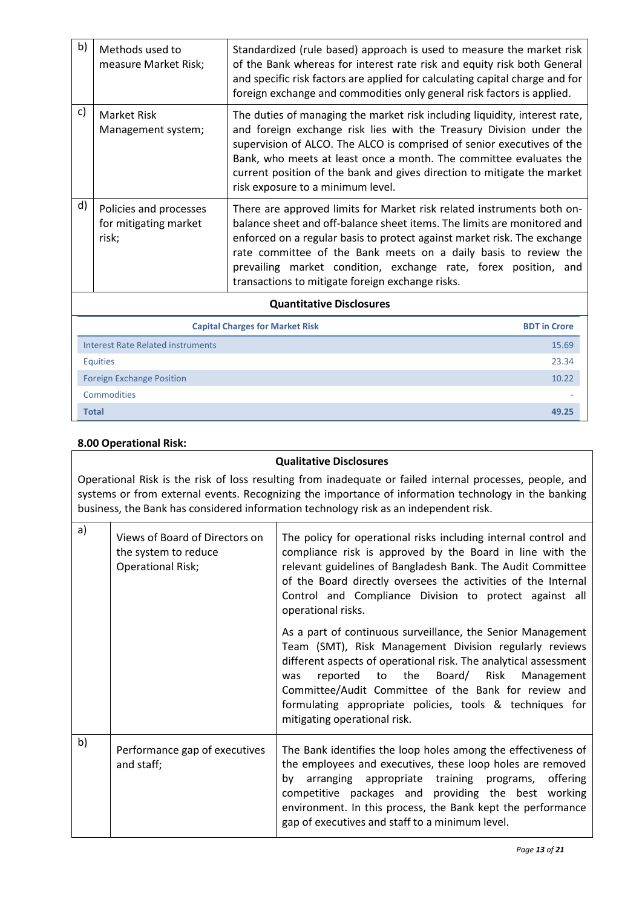| | | |
|---|---|---|
| b) | Methods used to measure Market Risk; | Standardized (rule based) approach is used to measure the market risk of the Bank whereas for interest rate risk and equity risk both General and specific risk factors are applied for calculating capital charge and for foreign exchange and commodities only general risk factors is applied. |
| c) | Market Risk Management system; | The duties of managing the market risk including liquidity, interest rate, and foreign exchange risk lies with the Treasury Division under the supervision of ALCO. The ALCO is comprised of senior executives of the Bank, who meets at least once a month. The committee evaluates the current position of the bank and gives direction to mitigate the market risk exposure to a minimum level. |
| d) | Policies and processes for mitigating market risk; | There are approved limits for Market risk related instruments both on-balance sheet and off-balance sheet items. The limits are monitored and enforced on a regular basis to protect against market risk. The exchange rate committee of the Bank meets on a daily basis to review the prevailing market condition, exchange rate, forex position, and transactions to mitigate foreign exchange risks. |

**Quantitative Disclosures**

| Capital Charges for Market Risk | BDT in Crore |
|---|---|
| Interest Rate Related instruments | 15.69 |
| Equities | 23.34 |
| Foreign Exchange Position | 10.22 |
| Commodities | - |
| **Total** | **49.25** |

## 8.00 Operational Risk:

**Qualitative Disclosures**

Operational Risk is the risk of loss resulting from inadequate or failed internal processes, people, and systems or from external events. Recognizing the importance of information technology in the banking business, the Bank has considered information technology risk as an independent risk.

| | | |
|---|---|---|
| a) | Views of Board of Directors on the system to reduce Operational Risk; | The policy for operational risks including internal control and compliance risk is approved by the Board in line with the relevant guidelines of Bangladesh Bank. The Audit Committee of the Board directly oversees the activities of the Internal Control and Compliance Division to protect against all operational risks.<br><br>As a part of continuous surveillance, the Senior Management Team (SMT), Risk Management Division regularly reviews different aspects of operational risk. The analytical assessment was reported to the Board/ Risk Management Committee/Audit Committee of the Bank for review and formulating appropriate policies, tools & techniques for mitigating operational risk. |
| b) | Performance gap of executives and staff; | The Bank identifies the loop holes among the effectiveness of the employees and executives, these loop holes are removed by arranging appropriate training programs, offering competitive packages and providing the best working environment. In this process, the Bank kept the performance gap of executives and staff to a minimum level. |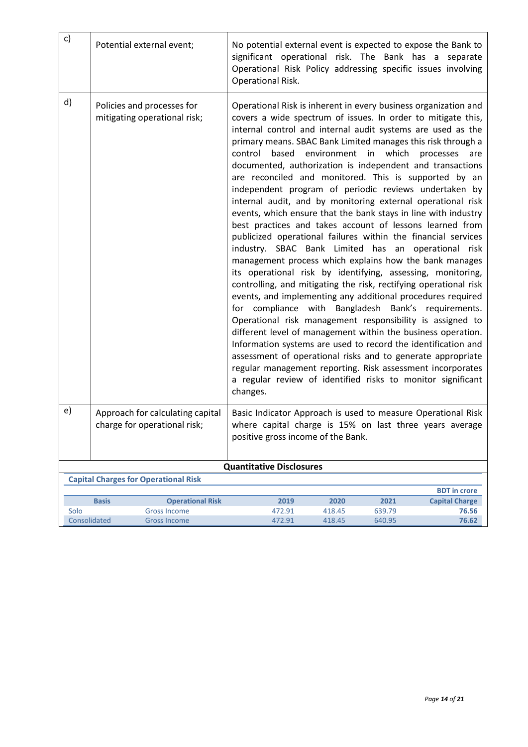| | | |
|---|---|---|
| c) | Potential external event; | No potential external event is expected to expose the Bank to significant operational risk. The Bank has a separate Operational Risk Policy addressing specific issues involving Operational Risk. |
| d) | Policies and processes for mitigating operational risk; | Operational Risk is inherent in every business organization and covers a wide spectrum of issues. In order to mitigate this, internal control and internal audit systems are used as the primary means. SBAC Bank Limited manages this risk through a control based environment in which processes are documented, authorization is independent and transactions are reconciled and monitored. This is supported by an independent program of periodic reviews undertaken by internal audit, and by monitoring external operational risk events, which ensure that the bank stays in line with industry best practices and takes account of lessons learned from publicized operational failures within the financial services industry. SBAC Bank Limited has an operational risk management process which explains how the bank manages its operational risk by identifying, assessing, monitoring, controlling, and mitigating the risk, rectifying operational risk events, and implementing any additional procedures required for compliance with Bangladesh Bank's requirements. Operational risk management responsibility is assigned to different level of management within the business operation. Information systems are used to record the identification and assessment of operational risks and to generate appropriate regular management reporting. Risk assessment incorporates a regular review of identified risks to monitor significant changes. |
| e) | Approach for calculating capital charge for operational risk; | Basic Indicator Approach is used to measure Operational Risk where capital charge is 15% on last three years average positive gross income of the Bank. |

**Quantitative Disclosures**

**Capital Charges for Operational Risk**

BDT in crore

| Basis | Operational Risk | 2019 | 2020 | 2021 | Capital Charge |
|---|---|---|---|---|---|
| Solo | Gross Income | 472.91 | 418.45 | 639.79 | **76.56** |
| Consolidated | Gross Income | 472.91 | 418.45 | 640.95 | **76.62** |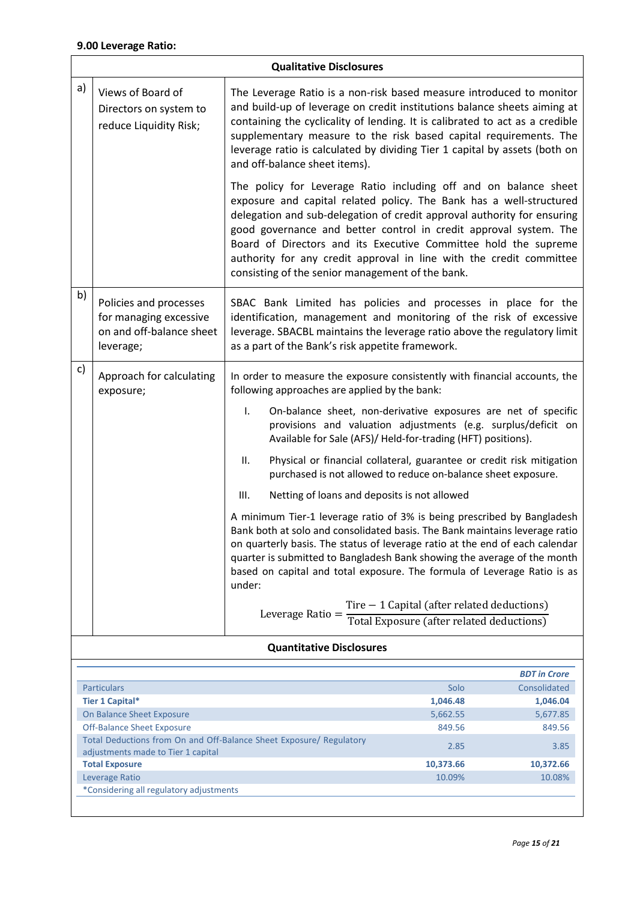**9.00 Leverage Ratio:**

**Qualitative Disclosures**

| | | |
|---|---|---|
| a) | Views of Board of Directors on system to reduce Liquidity Risk; | The Leverage Ratio is a non-risk based measure introduced to monitor and build-up of leverage on credit institutions balance sheets aiming at containing the cyclicality of lending. It is calibrated to act as a credible supplementary measure to the risk based capital requirements. The leverage ratio is calculated by dividing Tier 1 capital by assets (both on and off-balance sheet items).<br><br>The policy for Leverage Ratio including off and on balance sheet exposure and capital related policy. The Bank has a well-structured delegation and sub-delegation of credit approval authority for ensuring good governance and better control in credit approval system. The Board of Directors and its Executive Committee hold the supreme authority for any credit approval in line with the credit committee consisting of the senior management of the bank. |
| b) | Policies and processes for managing excessive on and off-balance sheet leverage; | SBAC Bank Limited has policies and processes in place for the identification, management and monitoring of the risk of excessive leverage. SBACBL maintains the leverage ratio above the regulatory limit as a part of the Bank's risk appetite framework. |
| c) | Approach for calculating exposure; | In order to measure the exposure consistently with financial accounts, the following approaches are applied by the bank:<br><br>I. On-balance sheet, non-derivative exposures are net of specific provisions and valuation adjustments (e.g. surplus/deficit on Available for Sale (AFS)/ Held-for-trading (HFT) positions).<br><br>II. Physical or financial collateral, guarantee or credit risk mitigation purchased is not allowed to reduce on-balance sheet exposure.<br><br>III. Netting of loans and deposits is not allowed<br><br>A minimum Tier-1 leverage ratio of 3% is being prescribed by Bangladesh Bank both at solo and consolidated basis. The Bank maintains leverage ratio on quarterly basis. The status of leverage ratio at the end of each calendar quarter is submitted to Bangladesh Bank showing the average of the month based on capital and total exposure. The formula of Leverage Ratio is as under:<br><br>$\text{Leverage Ratio} = \dfrac{\text{Tire} - 1\ \text{Capital (after related deductions)}}{\text{Total Exposure (after related deductions)}}$ |

**Quantitative Disclosures**

*BDT in Crore*

| Particulars | Solo | Consolidated |
|---|---|---|
| **Tier 1 Capital*** | **1,046.48** | **1,046.04** |
| On Balance Sheet Exposure | 5,662.55 | 5,677.85 |
| Off-Balance Sheet Exposure | 849.56 | 849.56 |
| Total Deductions from On and Off-Balance Sheet Exposure/ Regulatory adjustments made to Tier 1 capital | 2.85 | 3.85 |
| **Total Exposure** | **10,373.66** | **10,372.66** |
| Leverage Ratio | 10.09% | 10.08% |

*Considering all regulatory adjustments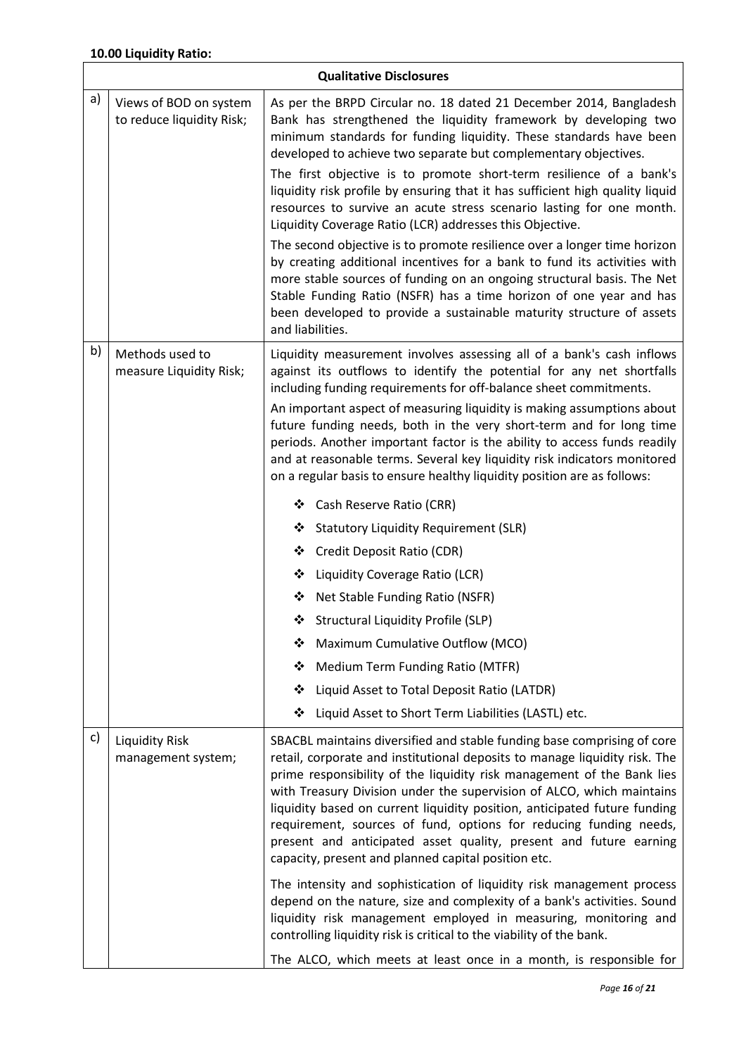**10.00 Liquidity Ratio:**

| Qualitative Disclosures | | |
|---|---|---|
| a) | Views of BOD on system to reduce liquidity Risk; | As per the BRPD Circular no. 18 dated 21 December 2014, Bangladesh Bank has strengthened the liquidity framework by developing two minimum standards for funding liquidity. These standards have been developed to achieve two separate but complementary objectives.<br>The first objective is to promote short-term resilience of a bank's liquidity risk profile by ensuring that it has sufficient high quality liquid resources to survive an acute stress scenario lasting for one month. Liquidity Coverage Ratio (LCR) addresses this Objective.<br>The second objective is to promote resilience over a longer time horizon by creating additional incentives for a bank to fund its activities with more stable sources of funding on an ongoing structural basis. The Net Stable Funding Ratio (NSFR) has a time horizon of one year and has been developed to provide a sustainable maturity structure of assets and liabilities. |
| b) | Methods used to measure Liquidity Risk; | Liquidity measurement involves assessing all of a bank's cash inflows against its outflows to identify the potential for any net shortfalls including funding requirements for off-balance sheet commitments.<br>An important aspect of measuring liquidity is making assumptions about future funding needs, both in the very short-term and for long time periods. Another important factor is the ability to access funds readily and at reasonable terms. Several key liquidity risk indicators monitored on a regular basis to ensure healthy liquidity position are as follows:<br>❖ Cash Reserve Ratio (CRR)<br>❖ Statutory Liquidity Requirement (SLR)<br>❖ Credit Deposit Ratio (CDR)<br>❖ Liquidity Coverage Ratio (LCR)<br>❖ Net Stable Funding Ratio (NSFR)<br>❖ Structural Liquidity Profile (SLP)<br>❖ Maximum Cumulative Outflow (MCO)<br>❖ Medium Term Funding Ratio (MTFR)<br>❖ Liquid Asset to Total Deposit Ratio (LATDR)<br>❖ Liquid Asset to Short Term Liabilities (LASTL) etc. |
| c) | Liquidity Risk management system; | SBACBL maintains diversified and stable funding base comprising of core retail, corporate and institutional deposits to manage liquidity risk. The prime responsibility of the liquidity risk management of the Bank lies with Treasury Division under the supervision of ALCO, which maintains liquidity based on current liquidity position, anticipated future funding requirement, sources of fund, options for reducing funding needs, present and anticipated asset quality, present and future earning capacity, present and planned capital position etc.<br>The intensity and sophistication of liquidity risk management process depend on the nature, size and complexity of a bank's activities. Sound liquidity risk management employed in measuring, monitoring and controlling liquidity risk is critical to the viability of the bank.<br>The ALCO, which meets at least once in a month, is responsible for |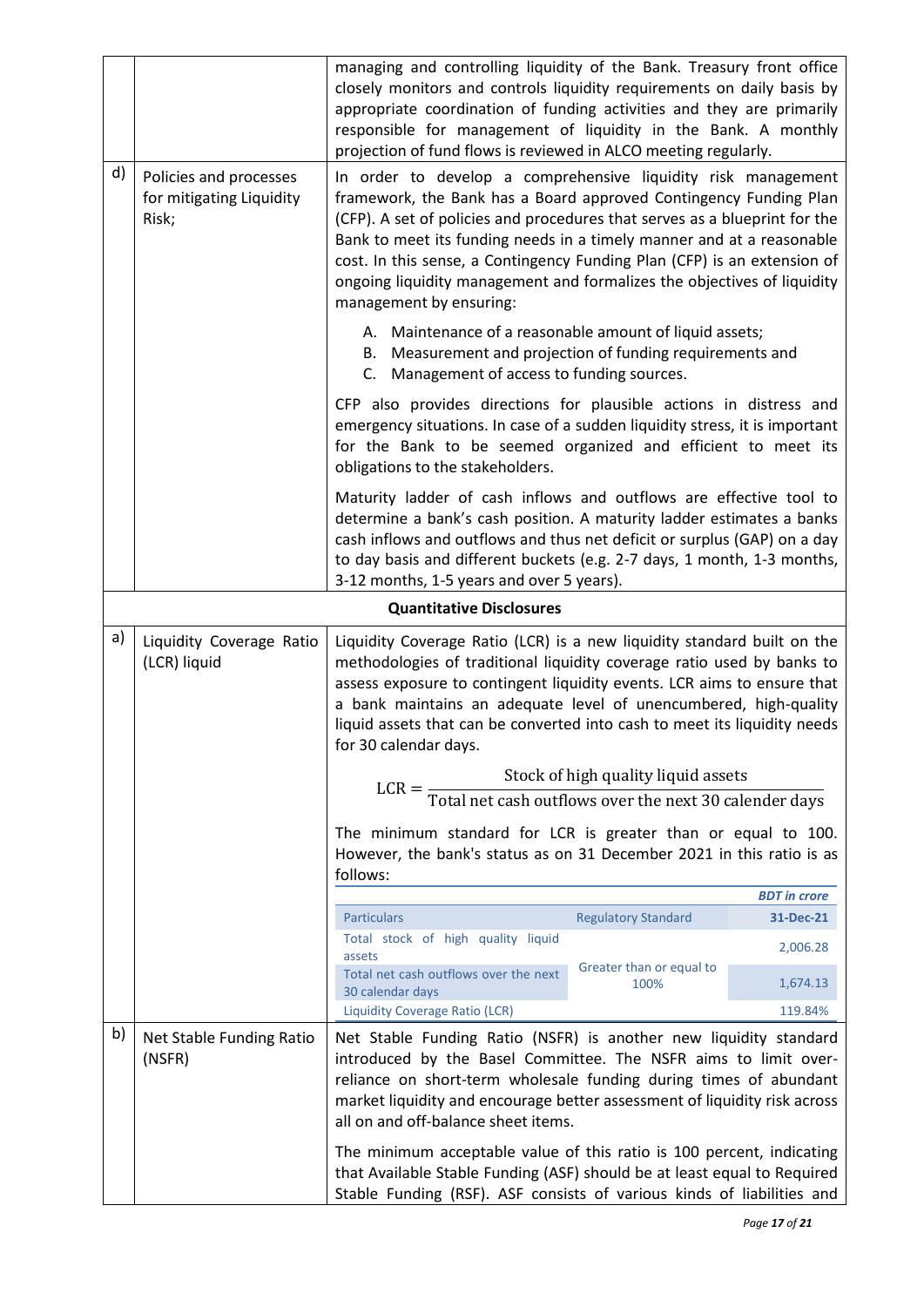| | | |
|---|---|---|
| | | managing and controlling liquidity of the Bank. Treasury front office closely monitors and controls liquidity requirements on daily basis by appropriate coordination of funding activities and they are primarily responsible for management of liquidity in the Bank. A monthly projection of fund flows is reviewed in ALCO meeting regularly. |
| d) | Policies and processes for mitigating Liquidity Risk; | In order to develop a comprehensive liquidity risk management framework, the Bank has a Board approved Contingency Funding Plan (CFP). A set of policies and procedures that serves as a blueprint for the Bank to meet its funding needs in a timely manner and at a reasonable cost. In this sense, a Contingency Funding Plan (CFP) is an extension of ongoing liquidity management and formalizes the objectives of liquidity management by ensuring:<br><br>A. Maintenance of a reasonable amount of liquid assets;<br>B. Measurement and projection of funding requirements and<br>C. Management of access to funding sources.<br><br>CFP also provides directions for plausible actions in distress and emergency situations. In case of a sudden liquidity stress, it is important for the Bank to be seemed organized and efficient to meet its obligations to the stakeholders.<br><br>Maturity ladder of cash inflows and outflows are effective tool to determine a bank's cash position. A maturity ladder estimates a banks cash inflows and outflows and thus net deficit or surplus (GAP) on a day to day basis and different buckets (e.g. 2-7 days, 1 month, 1-3 months, 3-12 months, 1-5 years and over 5 years). |

**Quantitative Disclosures**

**a) Liquidity Coverage Ratio (LCR) liquid**

Liquidity Coverage Ratio (LCR) is a new liquidity standard built on the methodologies of traditional liquidity coverage ratio used by banks to assess exposure to contingent liquidity events. LCR aims to ensure that a bank maintains an adequate level of unencumbered, high-quality liquid assets that can be converted into cash to meet its liquidity needs for 30 calendar days.

$$\text{LCR} = \frac{\text{Stock of high quality liquid assets}}{\text{Total net cash outflows over the next 30 calender days}}$$

The minimum standard for LCR is greater than or equal to 100. However, the bank's status as on 31 December 2021 in this ratio is as follows:

*BDT in crore*

| Particulars | Regulatory Standard | 31-Dec-21 |
|---|---|---|
| Total stock of high quality liquid assets | Greater than or equal to 100% | 2,006.28 |
| Total net cash outflows over the next 30 calendar days | | 1,674.13 |
| Liquidity Coverage Ratio (LCR) | | 119.84% |

**b) Net Stable Funding Ratio (NSFR)**

Net Stable Funding Ratio (NSFR) is another new liquidity standard introduced by the Basel Committee. The NSFR aims to limit over-reliance on short-term wholesale funding during times of abundant market liquidity and encourage better assessment of liquidity risk across all on and off-balance sheet items.

The minimum acceptable value of this ratio is 100 percent, indicating that Available Stable Funding (ASF) should be at least equal to Required Stable Funding (RSF). ASF consists of various kinds of liabilities and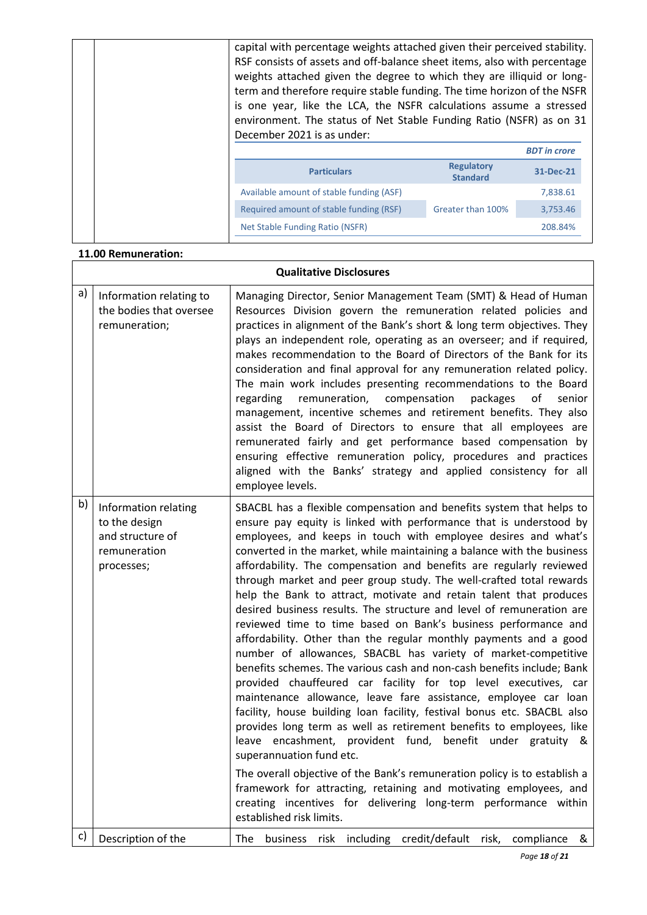capital with percentage weights attached given their perceived stability. RSF consists of assets and off-balance sheet items, also with percentage weights attached given the degree to which they are illiquid or long-term and therefore require stable funding. The time horizon of the NSFR is one year, like the LCA, the NSFR calculations assume a stressed environment. The status of Net Stable Funding Ratio (NSFR) as on 31 December 2021 is as under:

*BDT in crore*

| Particulars | Regulatory Standard | 31-Dec-21 |
|---|---|---|
| Available amount of stable funding (ASF) | | 7,838.61 |
| Required amount of stable funding (RSF) | Greater than 100% | 3,753.46 |
| Net Stable Funding Ratio (NSFR) | | 208.84% |

**11.00 Remuneration:**

**Qualitative Disclosures**

| | | |
|---|---|---|
| a) | Information relating to the bodies that oversee remuneration; | Managing Director, Senior Management Team (SMT) & Head of Human Resources Division govern the remuneration related policies and practices in alignment of the Bank's short & long term objectives. They plays an independent role, operating as an overseer; and if required, makes recommendation to the Board of Directors of the Bank for its consideration and final approval for any remuneration related policy. The main work includes presenting recommendations to the Board regarding remuneration, compensation packages of senior management, incentive schemes and retirement benefits. They also assist the Board of Directors to ensure that all employees are remunerated fairly and get performance based compensation by ensuring effective remuneration policy, procedures and practices aligned with the Banks' strategy and applied consistency for all employee levels. |
| b) | Information relating to the design and structure of remuneration processes; | SBACBL has a flexible compensation and benefits system that helps to ensure pay equity is linked with performance that is understood by employees, and keeps in touch with employee desires and what's converted in the market, while maintaining a balance with the business affordability. The compensation and benefits are regularly reviewed through market and peer group study. The well-crafted total rewards help the Bank to attract, motivate and retain talent that produces desired business results. The structure and level of remuneration are reviewed time to time based on Bank's business performance and affordability. Other than the regular monthly payments and a good number of allowances, SBACBL has variety of market-competitive benefits schemes. The various cash and non-cash benefits include; Bank provided chauffeured car facility for top level executives, car maintenance allowance, leave fare assistance, employee car loan facility, house building loan facility, festival bonus etc. SBACBL also provides long term as well as retirement benefits to employees, like leave encashment, provident fund, benefit under gratuity & superannuation fund etc.<br><br>The overall objective of the Bank's remuneration policy is to establish a framework for attracting, retaining and motivating employees, and creating incentives for delivering long-term performance within established risk limits. |
| c) | Description of the | The business risk including credit/default risk, compliance & |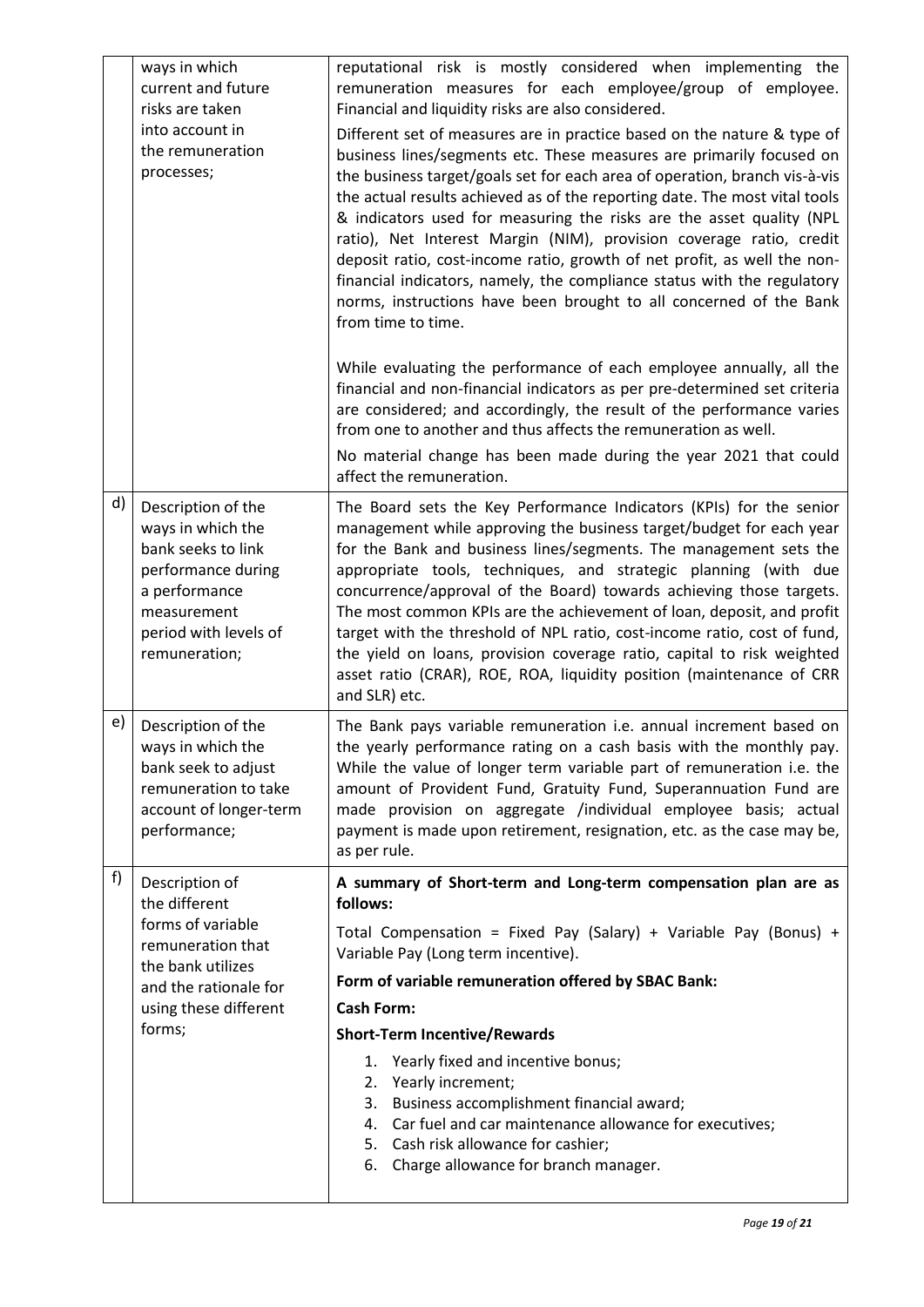| | | |
|---|---|---|
| | ways in which current and future risks are taken into account in the remuneration processes; | reputational risk is mostly considered when implementing the remuneration measures for each employee/group of employee. Financial and liquidity risks are also considered.<br><br>Different set of measures are in practice based on the nature & type of business lines/segments etc. These measures are primarily focused on the business target/goals set for each area of operation, branch vis-à-vis the actual results achieved as of the reporting date. The most vital tools & indicators used for measuring the risks are the asset quality (NPL ratio), Net Interest Margin (NIM), provision coverage ratio, credit deposit ratio, cost-income ratio, growth of net profit, as well the non-financial indicators, namely, the compliance status with the regulatory norms, instructions have been brought to all concerned of the Bank from time to time.<br><br>While evaluating the performance of each employee annually, all the financial and non-financial indicators as per pre-determined set criteria are considered; and accordingly, the result of the performance varies from one to another and thus affects the remuneration as well.<br><br>No material change has been made during the year 2021 that could affect the remuneration. |
| d) | Description of the ways in which the bank seeks to link performance during a performance measurement period with levels of remuneration; | The Board sets the Key Performance Indicators (KPIs) for the senior management while approving the business target/budget for each year for the Bank and business lines/segments. The management sets the appropriate tools, techniques, and strategic planning (with due concurrence/approval of the Board) towards achieving those targets. The most common KPIs are the achievement of loan, deposit, and profit target with the threshold of NPL ratio, cost-income ratio, cost of fund, the yield on loans, provision coverage ratio, capital to risk weighted asset ratio (CRAR), ROE, ROA, liquidity position (maintenance of CRR and SLR) etc. |
| e) | Description of the ways in which the bank seek to adjust remuneration to take account of longer-term performance; | The Bank pays variable remuneration i.e. annual increment based on the yearly performance rating on a cash basis with the monthly pay. While the value of longer term variable part of remuneration i.e. the amount of Provident Fund, Gratuity Fund, Superannuation Fund are made provision on aggregate /individual employee basis; actual payment is made upon retirement, resignation, etc. as the case may be, as per rule. |
| f) | Description of the different forms of variable remuneration that the bank utilizes and the rationale for using these different forms; | **A summary of Short-term and Long-term compensation plan are as follows:**<br><br>Total Compensation = Fixed Pay (Salary) + Variable Pay (Bonus) + Variable Pay (Long term incentive).<br><br>**Form of variable remuneration offered by SBAC Bank:**<br><br>**Cash Form:**<br><br>**Short-Term Incentive/Rewards**<br><br>1. Yearly fixed and incentive bonus;<br>2. Yearly increment;<br>3. Business accomplishment financial award;<br>4. Car fuel and car maintenance allowance for executives;<br>5. Cash risk allowance for cashier;<br>6. Charge allowance for branch manager. |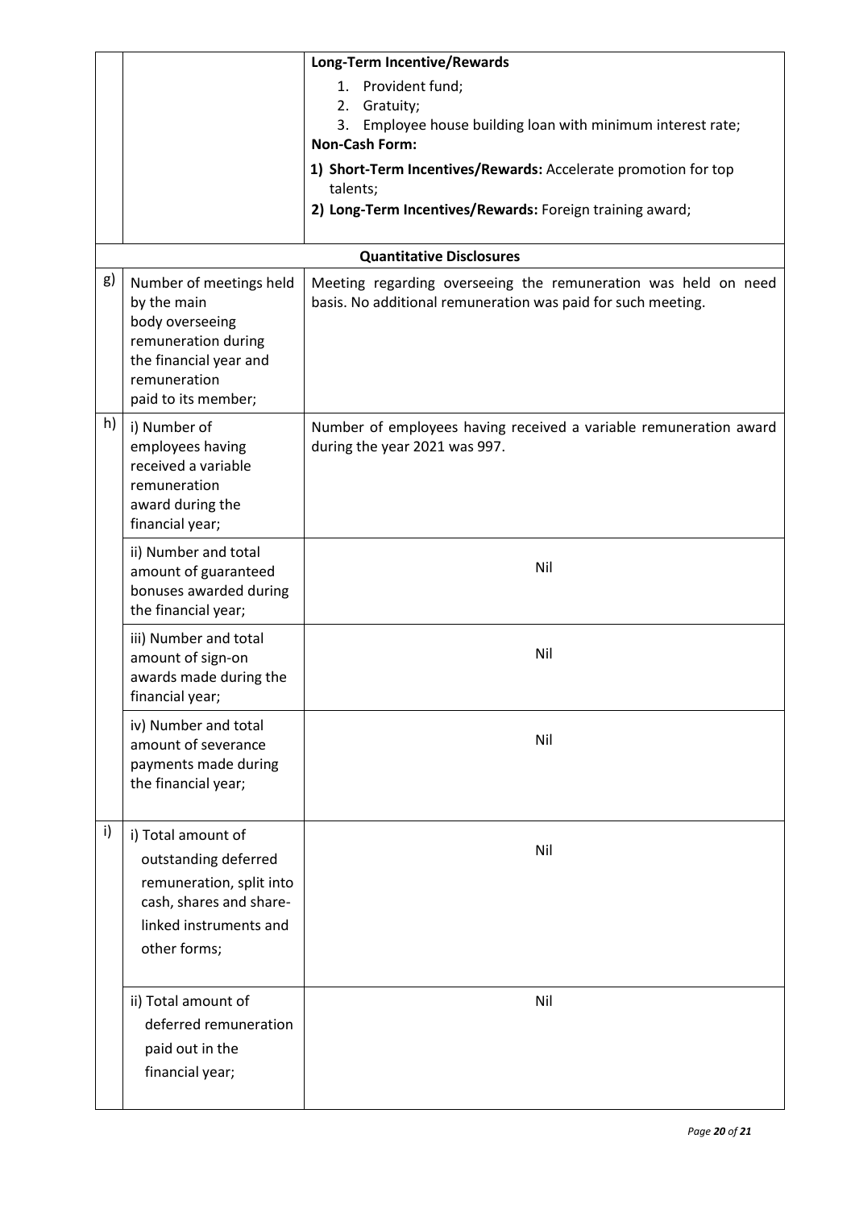| | | |
|---|---|---|
| | | **Long-Term Incentive/Rewards**<br>1. Provident fund;<br>2. Gratuity;<br>3. Employee house building loan with minimum interest rate;<br>**Non-Cash Form:**<br>**1) Short-Term Incentives/Rewards:** Accelerate promotion for top talents;<br>**2) Long-Term Incentives/Rewards:** Foreign training award; |
| **Quantitative Disclosures** | | |
| g) | Number of meetings held by the main body overseeing remuneration during the financial year and remuneration paid to its member; | Meeting regarding overseeing the remuneration was held on need basis. No additional remuneration was paid for such meeting. |
| h) | i) Number of employees having received a variable remuneration award during the financial year; | Number of employees having received a variable remuneration award during the year 2021 was 997. |
| | ii) Number and total amount of guaranteed bonuses awarded during the financial year; | Nil |
| | iii) Number and total amount of sign-on awards made during the financial year; | Nil |
| | iv) Number and total amount of severance payments made during the financial year; | Nil |
| i) | i) Total amount of outstanding deferred remuneration, split into cash, shares and share-linked instruments and other forms; | Nil |
| | ii) Total amount of deferred remuneration paid out in the financial year; | Nil |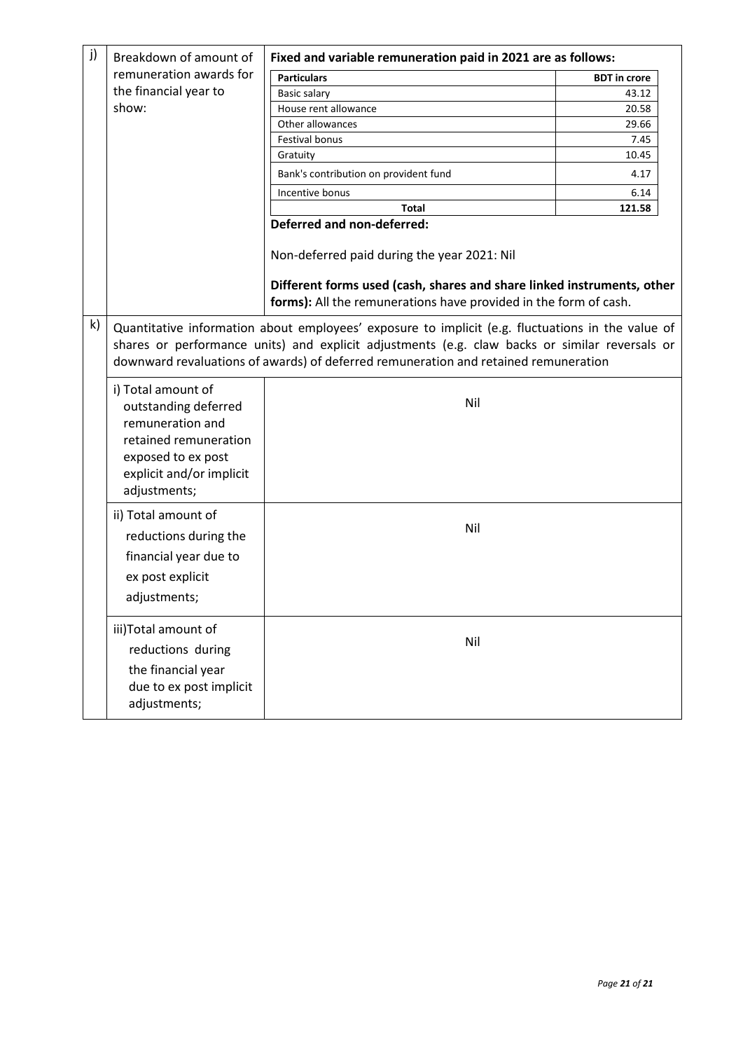| | | |
|---|---|---|
| j) | Breakdown of amount of remuneration awards for the financial year to show: | **Fixed and variable remuneration paid in 2021 are as follows:** |

| Particulars | BDT in crore |
|---|---|
| Basic salary | 43.12 |
| House rent allowance | 20.58 |
| Other allowances | 29.66 |
| Festival bonus | 7.45 |
| Gratuity | 10.45 |
| Bank's contribution on provident fund | 4.17 |
| Incentive bonus | 6.14 |
| **Total** | **121.58** |

**Deferred and non-deferred:**

Non-deferred paid during the year 2021: Nil

**Different forms used (cash, shares and share linked instruments, other forms):** All the remunerations have provided in the form of cash.

k) Quantitative information about employees' exposure to implicit (e.g. fluctuations in the value of shares or performance units) and explicit adjustments (e.g. claw backs or similar reversals or downward revaluations of awards) of deferred remuneration and retained remuneration

| | |
|---|---|
| i) Total amount of outstanding deferred remuneration and retained remuneration exposed to ex post explicit and/or implicit adjustments; | Nil |
| ii) Total amount of reductions during the financial year due to ex post explicit adjustments; | Nil |
| iii)Total amount of reductions during the financial year due to ex post implicit adjustments; | Nil |